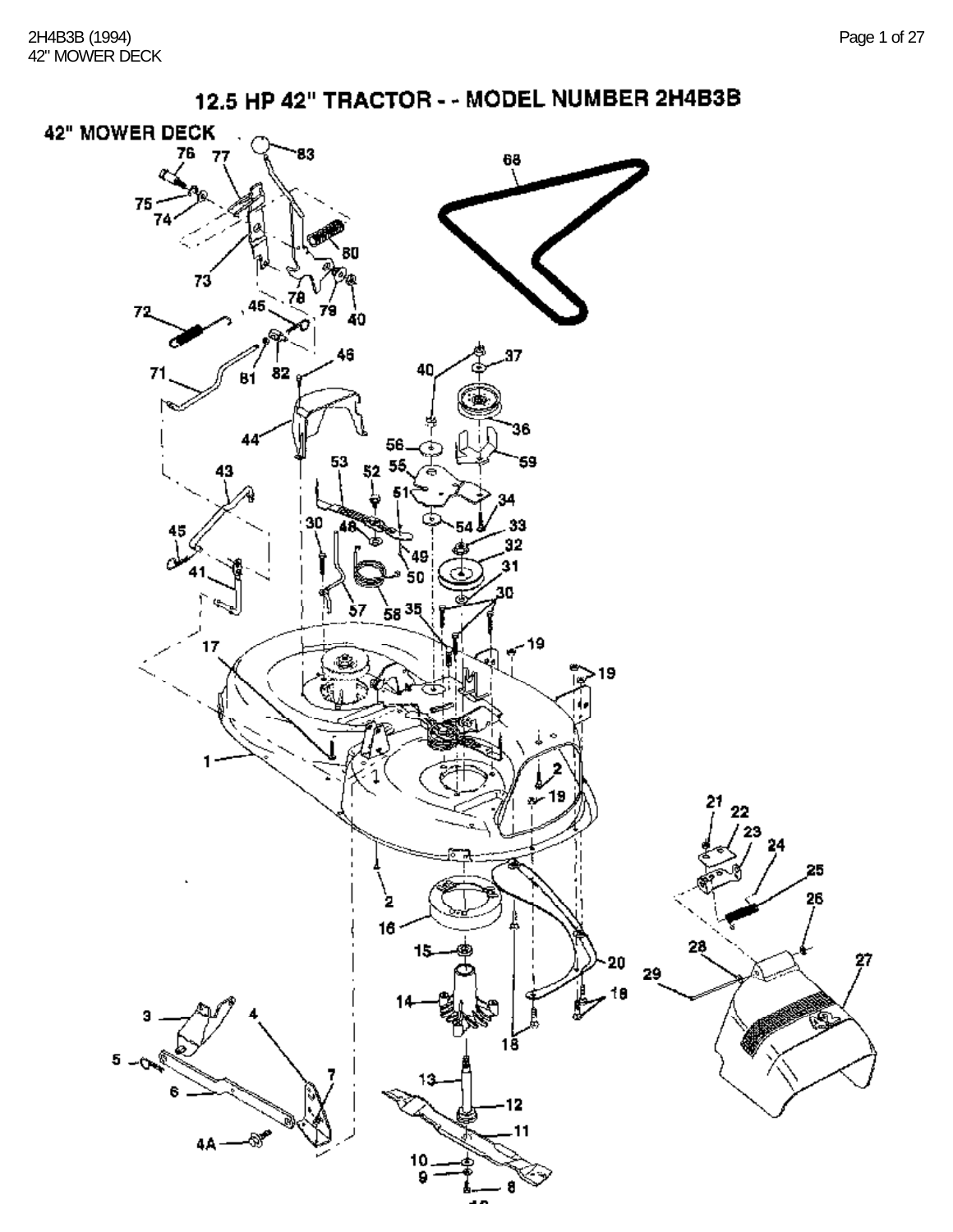# 12.5 HP 42" TRACTOR - - MODEL NUMBER 2H4B3B

## 42" MOWER DECK

76 77 83 68
75
74
80
73
78 79 40
72 45
71 81 82 46 40 37
44 36
56 59
53 52 55
43 51 34
45 30 48 54 33
49 32
41 50 31
57 58 35 30
17 19
19
1 2
19
21 22
23 24
2 25
16 26
15 20
28 27
29
14 18
3 4 18
5 7
6 13
12
4A 11
10
9 8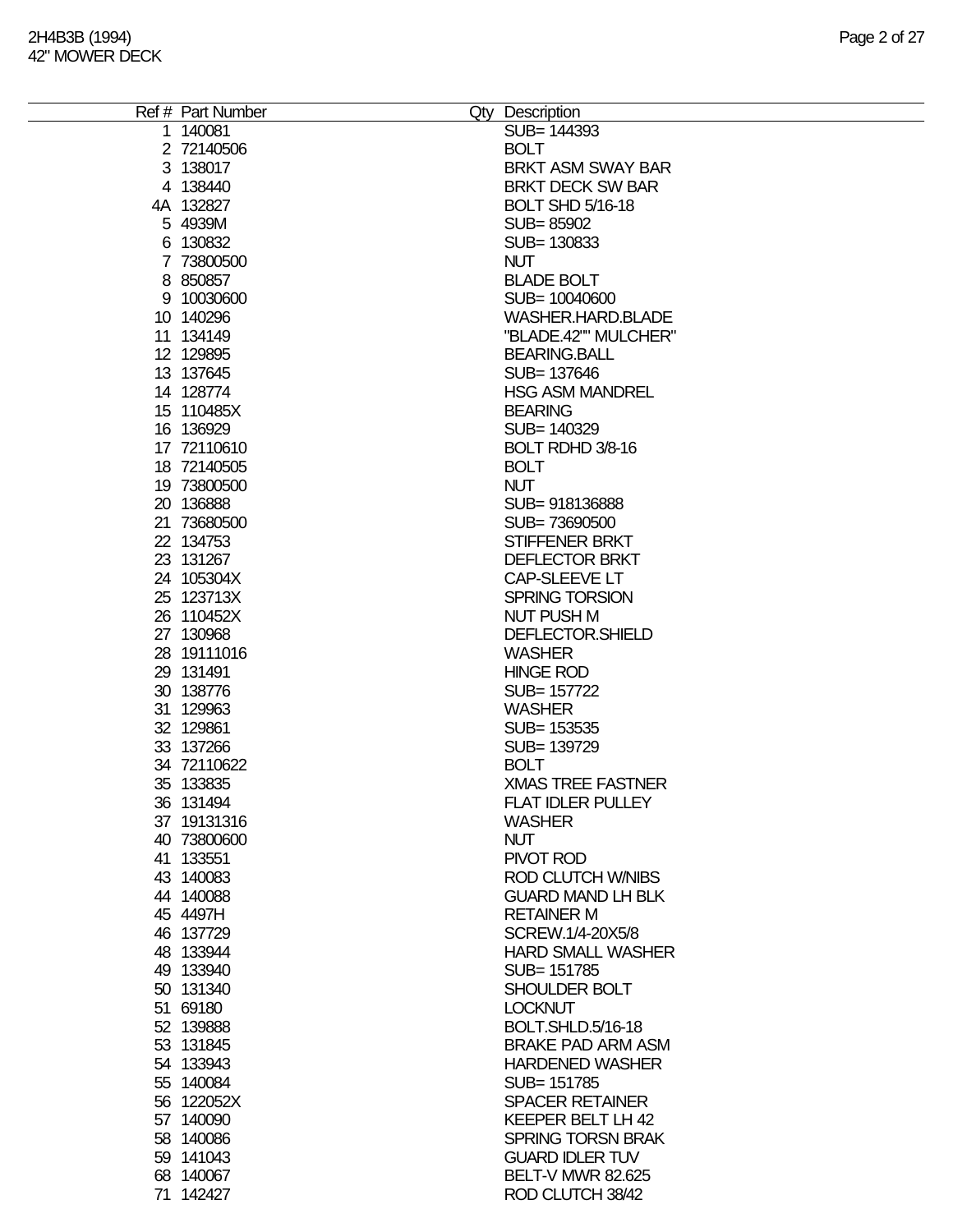| Ref # | Part Number | Qty | Description |
|---|---|---|---|
| 1 | 140081 | | SUB= 144393 |
| 2 | 72140506 | | BOLT |
| 3 | 138017 | | BRKT ASM SWAY BAR |
| 4 | 138440 | | BRKT DECK SW BAR |
| 4A | 132827 | | BOLT SHD 5/16-18 |
| 5 | 4939M | | SUB= 85902 |
| 6 | 130832 | | SUB= 130833 |
| 7 | 73800500 | | NUT |
| 8 | 850857 | | BLADE BOLT |
| 9 | 10030600 | | SUB= 10040600 |
| 10 | 140296 | | WASHER.HARD.BLADE |
| 11 | 134149 | | "BLADE.42"" MULCHER" |
| 12 | 129895 | | BEARING.BALL |
| 13 | 137645 | | SUB= 137646 |
| 14 | 128774 | | HSG ASM MANDREL |
| 15 | 110485X | | BEARING |
| 16 | 136929 | | SUB= 140329 |
| 17 | 72110610 | | BOLT RDHD 3/8-16 |
| 18 | 72140505 | | BOLT |
| 19 | 73800500 | | NUT |
| 20 | 136888 | | SUB= 918136888 |
| 21 | 73680500 | | SUB= 73690500 |
| 22 | 134753 | | STIFFENER BRKT |
| 23 | 131267 | | DEFLECTOR BRKT |
| 24 | 105304X | | CAP-SLEEVE LT |
| 25 | 123713X | | SPRING TORSION |
| 26 | 110452X | | NUT PUSH M |
| 27 | 130968 | | DEFLECTOR.SHIELD |
| 28 | 19111016 | | WASHER |
| 29 | 131491 | | HINGE ROD |
| 30 | 138776 | | SUB= 157722 |
| 31 | 129963 | | WASHER |
| 32 | 129861 | | SUB= 153535 |
| 33 | 137266 | | SUB= 139729 |
| 34 | 72110622 | | BOLT |
| 35 | 133835 | | XMAS TREE FASTNER |
| 36 | 131494 | | FLAT IDLER PULLEY |
| 37 | 19131316 | | WASHER |
| 40 | 73800600 | | NUT |
| 41 | 133551 | | PIVOT ROD |
| 43 | 140083 | | ROD CLUTCH W/NIBS |
| 44 | 140088 | | GUARD MAND LH BLK |
| 45 | 4497H | | RETAINER M |
| 46 | 137729 | | SCREW.1/4-20X5/8 |
| 48 | 133944 | | HARD SMALL WASHER |
| 49 | 133940 | | SUB= 151785 |
| 50 | 131340 | | SHOULDER BOLT |
| 51 | 69180 | | LOCKNUT |
| 52 | 139888 | | BOLT.SHLD.5/16-18 |
| 53 | 131845 | | BRAKE PAD ARM ASM |
| 54 | 133943 | | HARDENED WASHER |
| 55 | 140084 | | SUB= 151785 |
| 56 | 122052X | | SPACER RETAINER |
| 57 | 140090 | | KEEPER BELT LH 42 |
| 58 | 140086 | | SPRING TORSN BRAK |
| 59 | 141043 | | GUARD IDLER TUV |
| 68 | 140067 | | BELT-V MWR 82.625 |
| 71 | 142427 | | ROD CLUTCH 38/42 |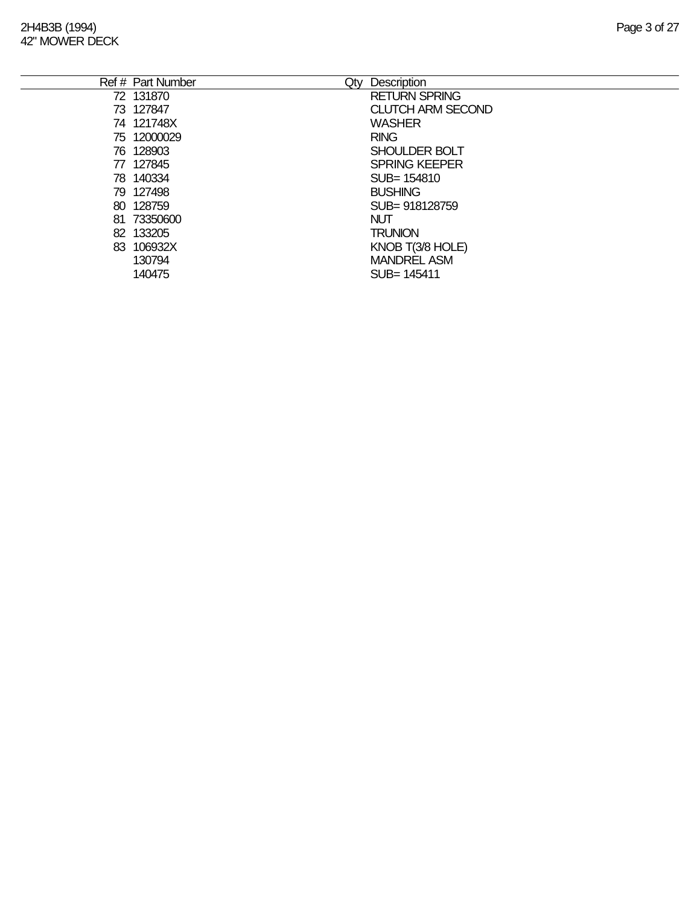| Ref # | Part Number | Qty | Description |
| --- | --- | --- | --- |
| 72 | 131870 | | RETURN SPRING |
| 73 | 127847 | | CLUTCH ARM SECOND |
| 74 | 121748X | | WASHER |
| 75 | 12000029 | | RING |
| 76 | 128903 | | SHOULDER BOLT |
| 77 | 127845 | | SPRING KEEPER |
| 78 | 140334 | | SUB= 154810 |
| 79 | 127498 | | BUSHING |
| 80 | 128759 | | SUB= 918128759 |
| 81 | 73350600 | | NUT |
| 82 | 133205 | | TRUNION |
| 83 | 106932X | | KNOB T(3/8 HOLE) |
| | 130794 | | MANDREL ASM |
| | 140475 | | SUB= 145411 |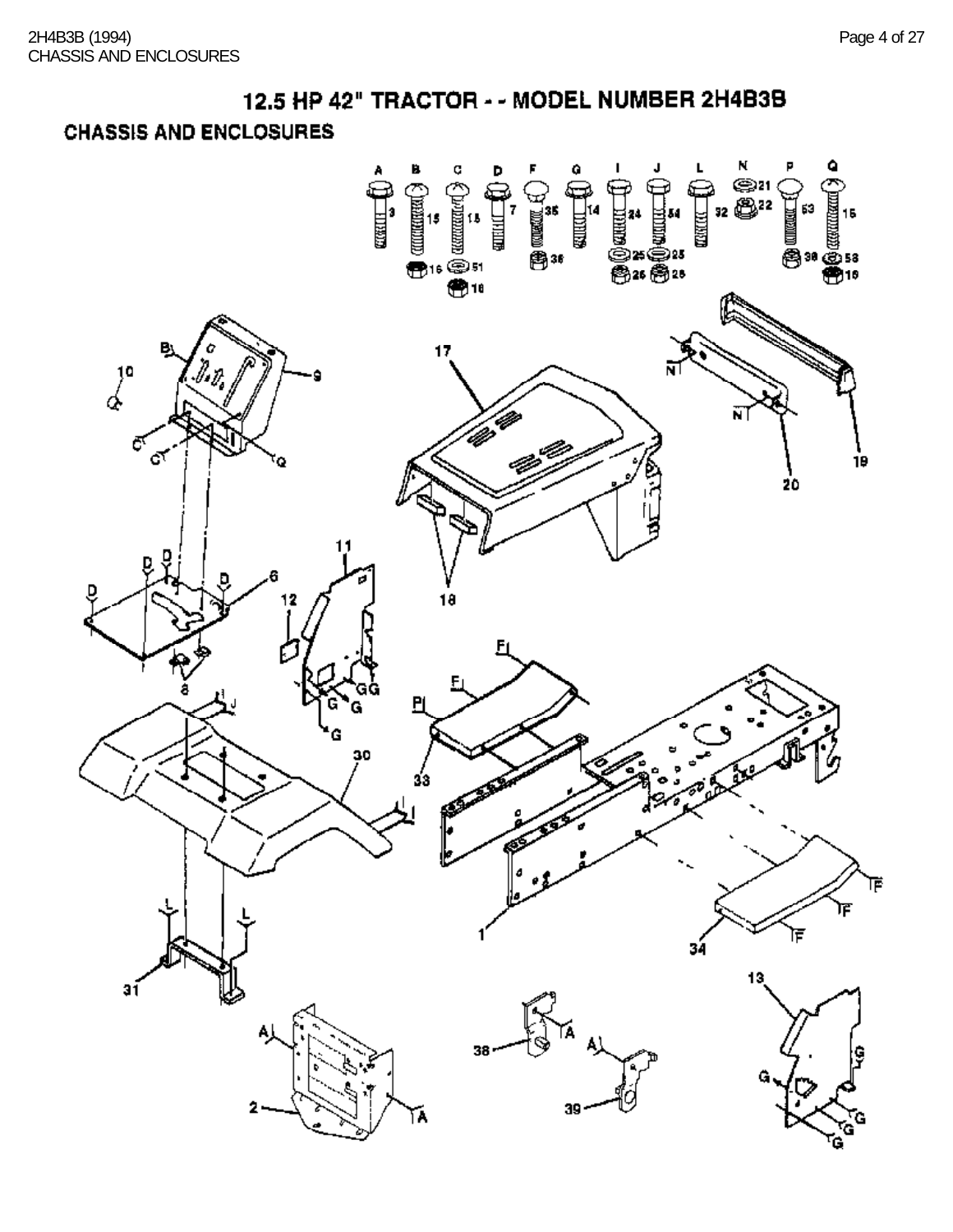# 12.5 HP 42" TRACTOR - - MODEL NUMBER 2H4B3B

## CHASSIS AND ENCLOSURES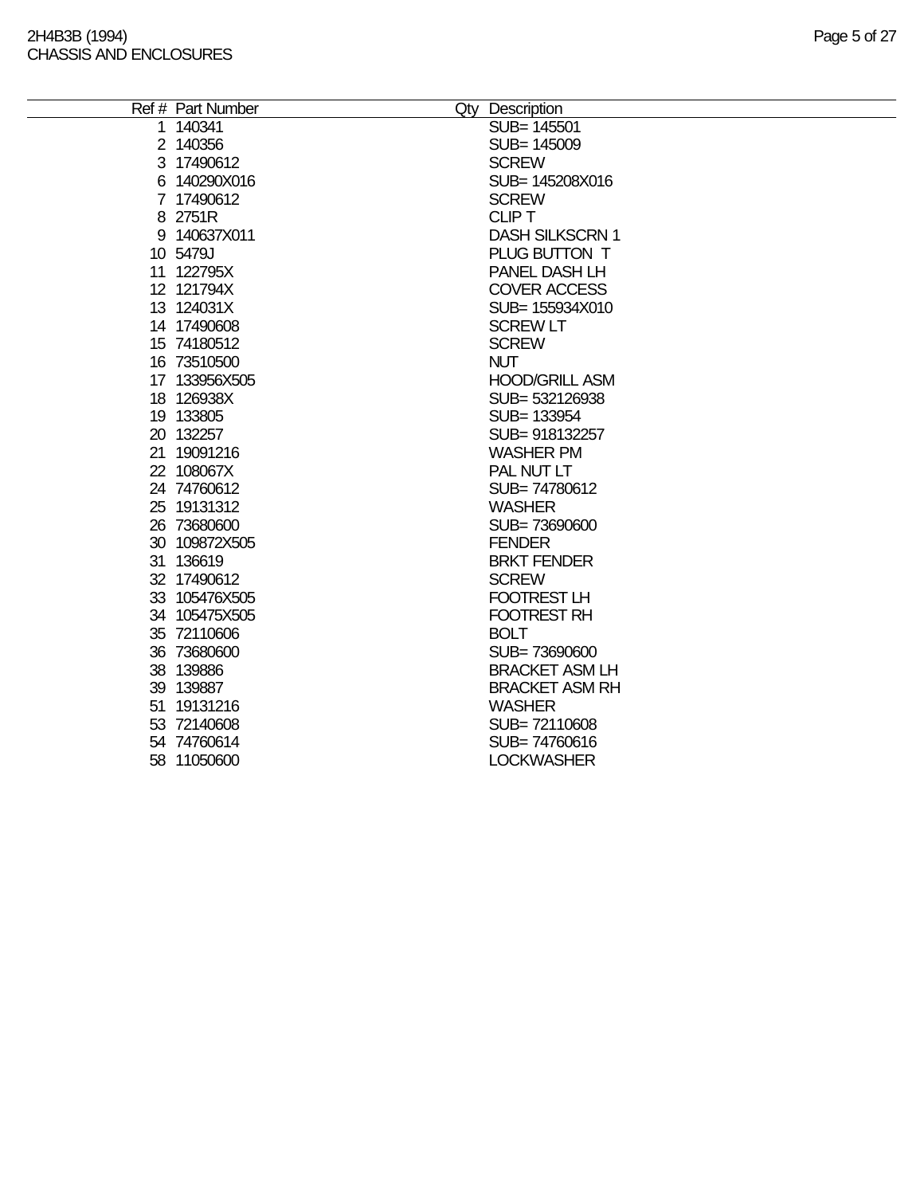2H4B3B (1994)
CHASSIS AND ENCLOSURES

| Ref # | Part Number | Qty | Description |
|---|---|---|---|
| 1 | 140341 | | SUB= 145501 |
| 2 | 140356 | | SUB= 145009 |
| 3 | 17490612 | | SCREW |
| 6 | 140290X016 | | SUB= 145208X016 |
| 7 | 17490612 | | SCREW |
| 8 | 2751R | | CLIP T |
| 9 | 140637X011 | | DASH SILKSCRN 1 |
| 10 | 5479J | | PLUG BUTTON T |
| 11 | 122795X | | PANEL DASH LH |
| 12 | 121794X | | COVER ACCESS |
| 13 | 124031X | | SUB= 155934X010 |
| 14 | 17490608 | | SCREW LT |
| 15 | 74180512 | | SCREW |
| 16 | 73510500 | | NUT |
| 17 | 133956X505 | | HOOD/GRILL ASM |
| 18 | 126938X | | SUB= 532126938 |
| 19 | 133805 | | SUB= 133954 |
| 20 | 132257 | | SUB= 918132257 |
| 21 | 19091216 | | WASHER PM |
| 22 | 108067X | | PAL NUT LT |
| 24 | 74760612 | | SUB= 74780612 |
| 25 | 19131312 | | WASHER |
| 26 | 73680600 | | SUB= 73690600 |
| 30 | 109872X505 | | FENDER |
| 31 | 136619 | | BRKT FENDER |
| 32 | 17490612 | | SCREW |
| 33 | 105476X505 | | FOOTREST LH |
| 34 | 105475X505 | | FOOTREST RH |
| 35 | 72110606 | | BOLT |
| 36 | 73680600 | | SUB= 73690600 |
| 38 | 139886 | | BRACKET ASM LH |
| 39 | 139887 | | BRACKET ASM RH |
| 51 | 19131216 | | WASHER |
| 53 | 72140608 | | SUB= 72110608 |
| 54 | 74760614 | | SUB= 74760616 |
| 58 | 11050600 | | LOCKWASHER |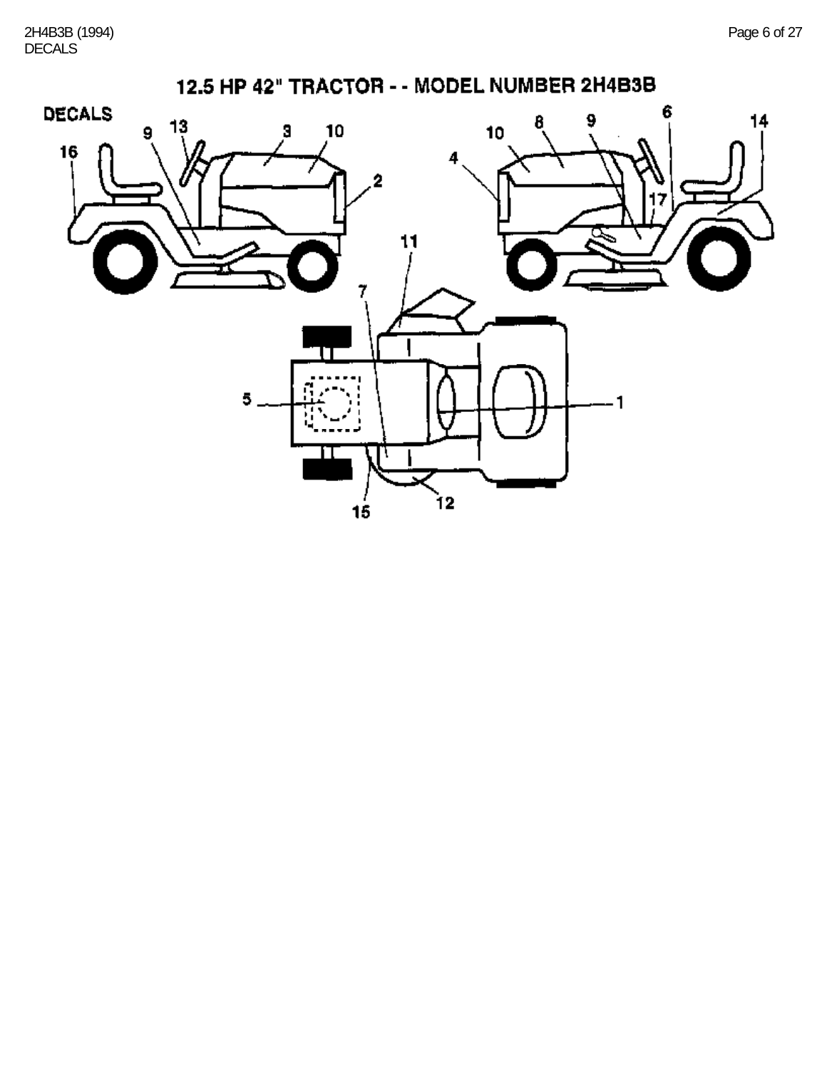# 12.5 HP 42" TRACTOR - - MODEL NUMBER 2H4B3B

DECALS

16
9
13
3
10
2
10
8
9
6
14
4
17
11
7
5
1
12
15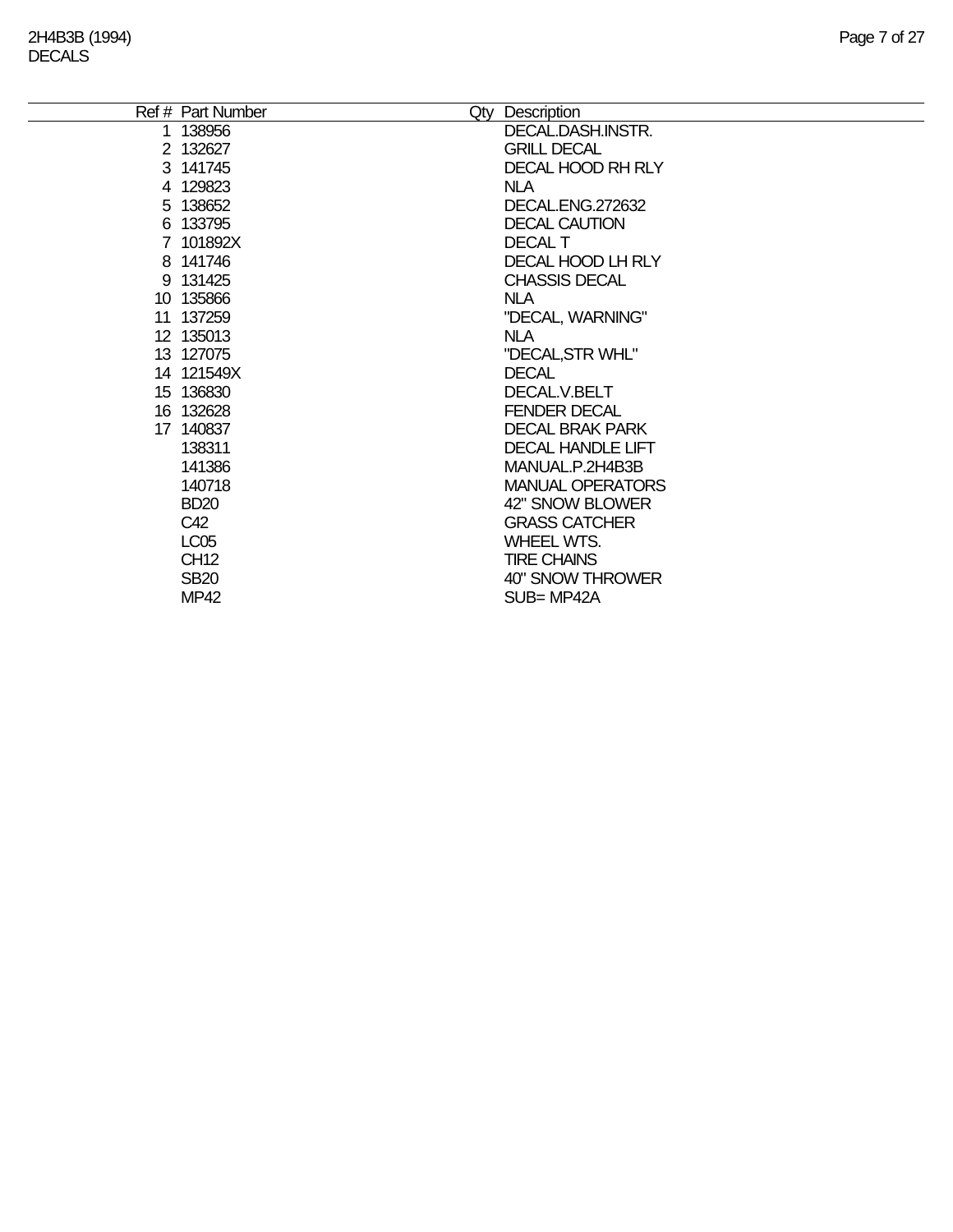# 2H4B3B (1994)

## DECALS

| Ref # | Part Number | Qty | Description |
|---|---|---|---|
| 1 | 138956 | | DECAL.DASH.INSTR. |
| 2 | 132627 | | GRILL DECAL |
| 3 | 141745 | | DECAL HOOD RH RLY |
| 4 | 129823 | | NLA |
| 5 | 138652 | | DECAL.ENG.272632 |
| 6 | 133795 | | DECAL CAUTION |
| 7 | 101892X | | DECAL T |
| 8 | 141746 | | DECAL HOOD LH RLY |
| 9 | 131425 | | CHASSIS DECAL |
| 10 | 135866 | | NLA |
| 11 | 137259 | | "DECAL, WARNING" |
| 12 | 135013 | | NLA |
| 13 | 127075 | | "DECAL,STR WHL" |
| 14 | 121549X | | DECAL |
| 15 | 136830 | | DECAL.V.BELT |
| 16 | 132628 | | FENDER DECAL |
| 17 | 140837 | | DECAL BRAK PARK |
| | 138311 | | DECAL HANDLE LIFT |
| | 141386 | | MANUAL.P.2H4B3B |
| | 140718 | | MANUAL OPERATORS |
| | BD20 | | 42" SNOW BLOWER |
| | C42 | | GRASS CATCHER |
| | LC05 | | WHEEL WTS. |
| | CH12 | | TIRE CHAINS |
| | SB20 | | 40" SNOW THROWER |
| | MP42 | | SUB= MP42A |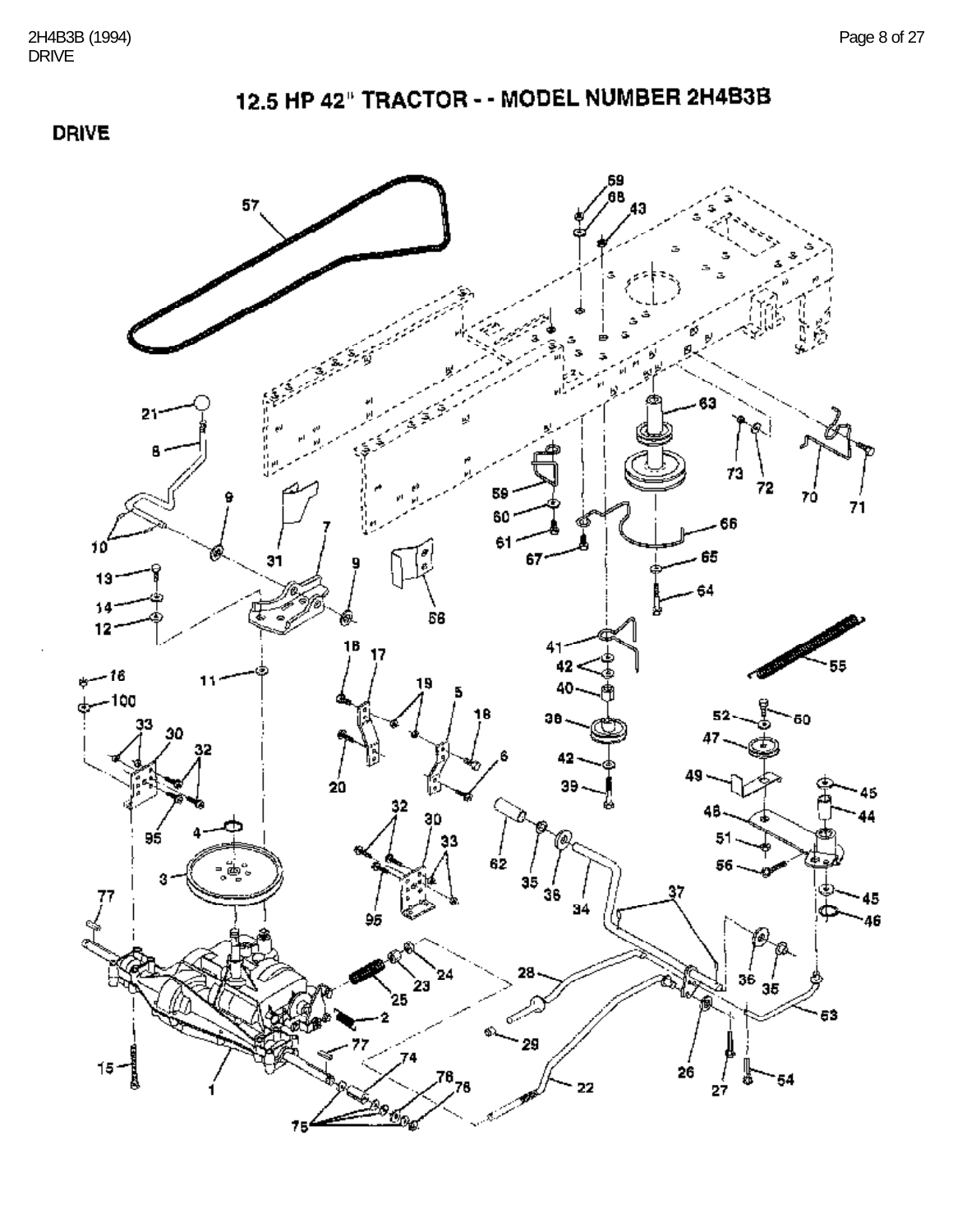# 12.5 HP 42" TRACTOR - - MODEL NUMBER 2H4B3B

## DRIVE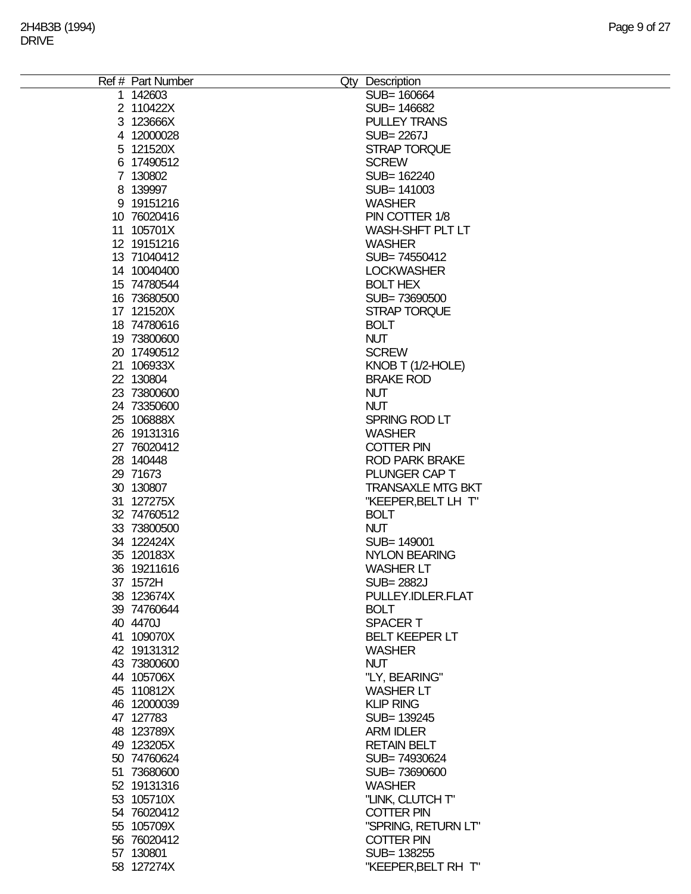| Ref # | Part Number | Qty | Description |
|---|---|---|---|
| 1 | 142603 | | SUB= 160664 |
| 2 | 110422X | | SUB= 146682 |
| 3 | 123666X | | PULLEY TRANS |
| 4 | 12000028 | | SUB= 2267J |
| 5 | 121520X | | STRAP TORQUE |
| 6 | 17490512 | | SCREW |
| 7 | 130802 | | SUB= 162240 |
| 8 | 139997 | | SUB= 141003 |
| 9 | 19151216 | | WASHER |
| 10 | 76020416 | | PIN COTTER 1/8 |
| 11 | 105701X | | WASH-SHFT PLT LT |
| 12 | 19151216 | | WASHER |
| 13 | 71040412 | | SUB= 74550412 |
| 14 | 10040400 | | LOCKWASHER |
| 15 | 74780544 | | BOLT HEX |
| 16 | 73680500 | | SUB= 73690500 |
| 17 | 121520X | | STRAP TORQUE |
| 18 | 74780616 | | BOLT |
| 19 | 73800600 | | NUT |
| 20 | 17490512 | | SCREW |
| 21 | 106933X | | KNOB T (1/2-HOLE) |
| 22 | 130804 | | BRAKE ROD |
| 23 | 73800600 | | NUT |
| 24 | 73350600 | | NUT |
| 25 | 106888X | | SPRING ROD LT |
| 26 | 19131316 | | WASHER |
| 27 | 76020412 | | COTTER PIN |
| 28 | 140448 | | ROD PARK BRAKE |
| 29 | 71673 | | PLUNGER CAP T |
| 30 | 130807 | | TRANSAXLE MTG BKT |
| 31 | 127275X | | "KEEPER,BELT LH T" |
| 32 | 74760512 | | BOLT |
| 33 | 73800500 | | NUT |
| 34 | 122424X | | SUB= 149001 |
| 35 | 120183X | | NYLON BEARING |
| 36 | 19211616 | | WASHER LT |
| 37 | 1572H | | SUB= 2882J |
| 38 | 123674X | | PULLEY.IDLER.FLAT |
| 39 | 74760644 | | BOLT |
| 40 | 4470J | | SPACER T |
| 41 | 109070X | | BELT KEEPER LT |
| 42 | 19131312 | | WASHER |
| 43 | 73800600 | | NUT |
| 44 | 105706X | | "LY, BEARING" |
| 45 | 110812X | | WASHER LT |
| 46 | 12000039 | | KLIP RING |
| 47 | 127783 | | SUB= 139245 |
| 48 | 123789X | | ARM IDLER |
| 49 | 123205X | | RETAIN BELT |
| 50 | 74760624 | | SUB= 74930624 |
| 51 | 73680600 | | SUB= 73690600 |
| 52 | 19131316 | | WASHER |
| 53 | 105710X | | "LINK, CLUTCH T" |
| 54 | 76020412 | | COTTER PIN |
| 55 | 105709X | | "SPRING, RETURN LT" |
| 56 | 76020412 | | COTTER PIN |
| 57 | 130801 | | SUB= 138255 |
| 58 | 127274X | | "KEEPER,BELT RH T" |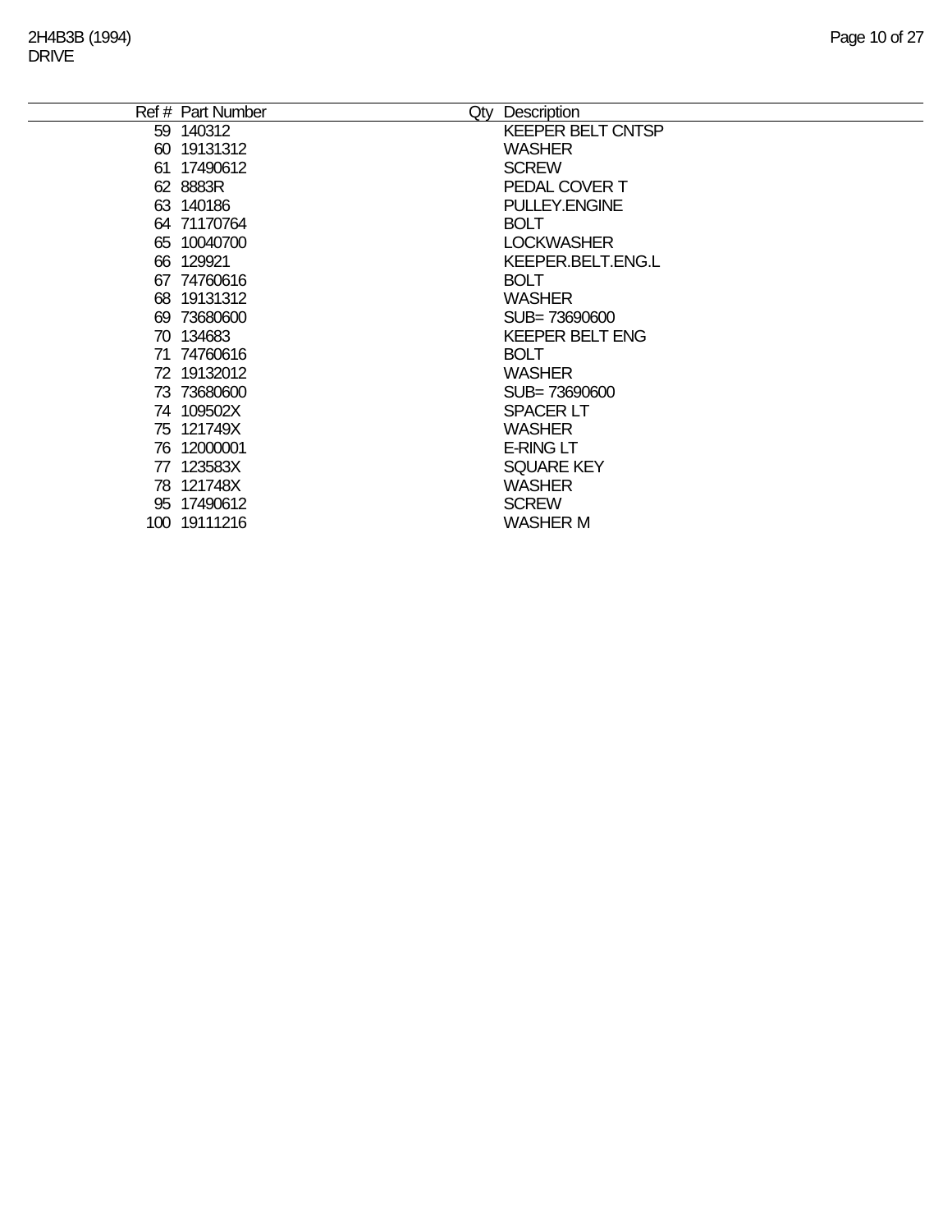| Ref # | Part Number | Qty | Description |
|---|---|---|---|
| 59 | 140312 | | KEEPER BELT CNTSP |
| 60 | 19131312 | | WASHER |
| 61 | 17490612 | | SCREW |
| 62 | 8883R | | PEDAL COVER T |
| 63 | 140186 | | PULLEY.ENGINE |
| 64 | 71170764 | | BOLT |
| 65 | 10040700 | | LOCKWASHER |
| 66 | 129921 | | KEEPER.BELT.ENG.L |
| 67 | 74760616 | | BOLT |
| 68 | 19131312 | | WASHER |
| 69 | 73680600 | | SUB= 73690600 |
| 70 | 134683 | | KEEPER BELT ENG |
| 71 | 74760616 | | BOLT |
| 72 | 19132012 | | WASHER |
| 73 | 73680600 | | SUB= 73690600 |
| 74 | 109502X | | SPACER LT |
| 75 | 121749X | | WASHER |
| 76 | 12000001 | | E-RING LT |
| 77 | 123583X | | SQUARE KEY |
| 78 | 121748X | | WASHER |
| 95 | 17490612 | | SCREW |
| 100 | 19111216 | | WASHER M |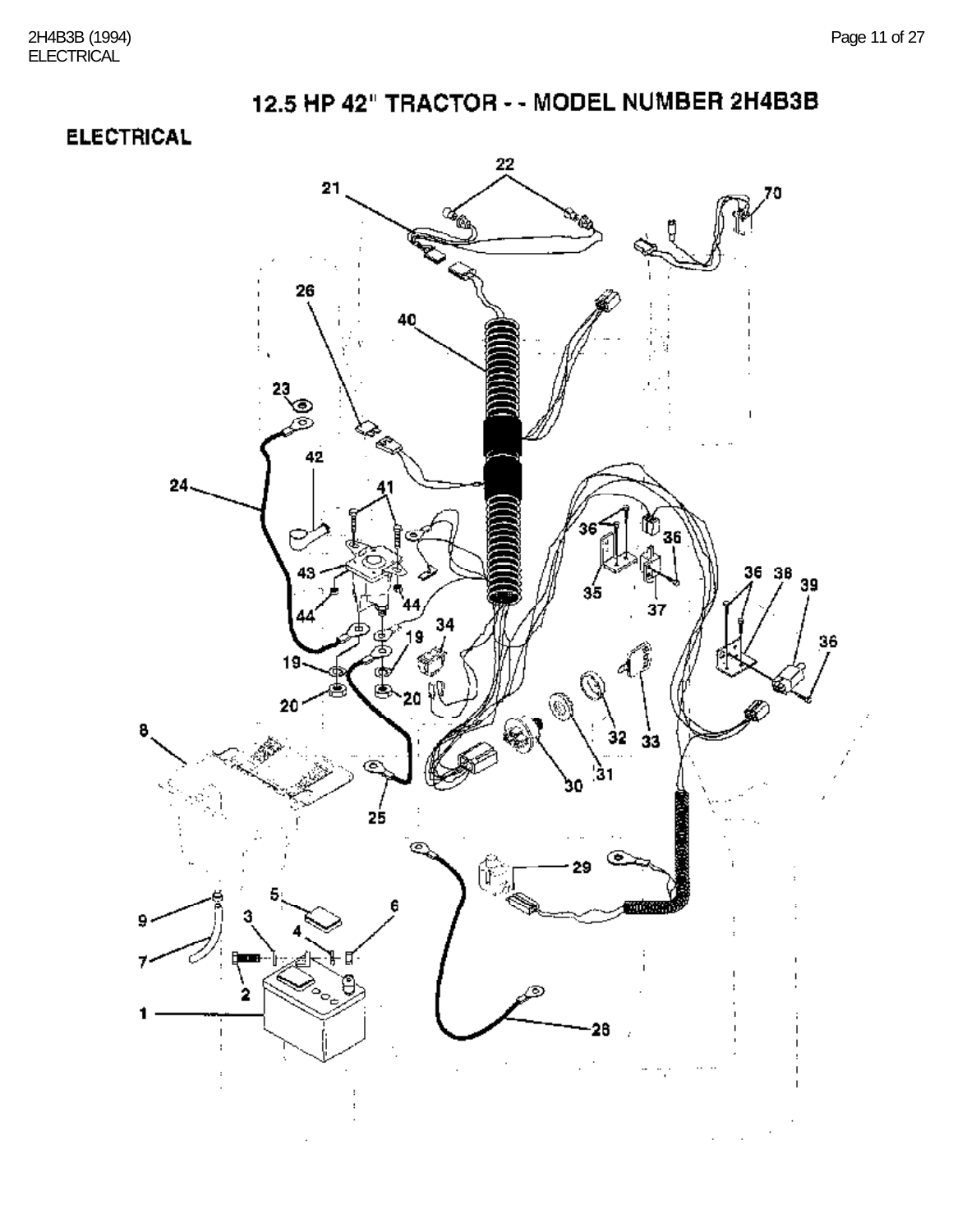# 12.5 HP 42" TRACTOR - - MODEL NUMBER 2H4B3B

## ELECTRICAL

22
21
70
26
40
23
42
24
41
43
36
36
44
44
35
36 38
39
37
34
19
36
19
20
20
32
33
8
31
30
25
29
5
9
3
6
4
7
2
1
28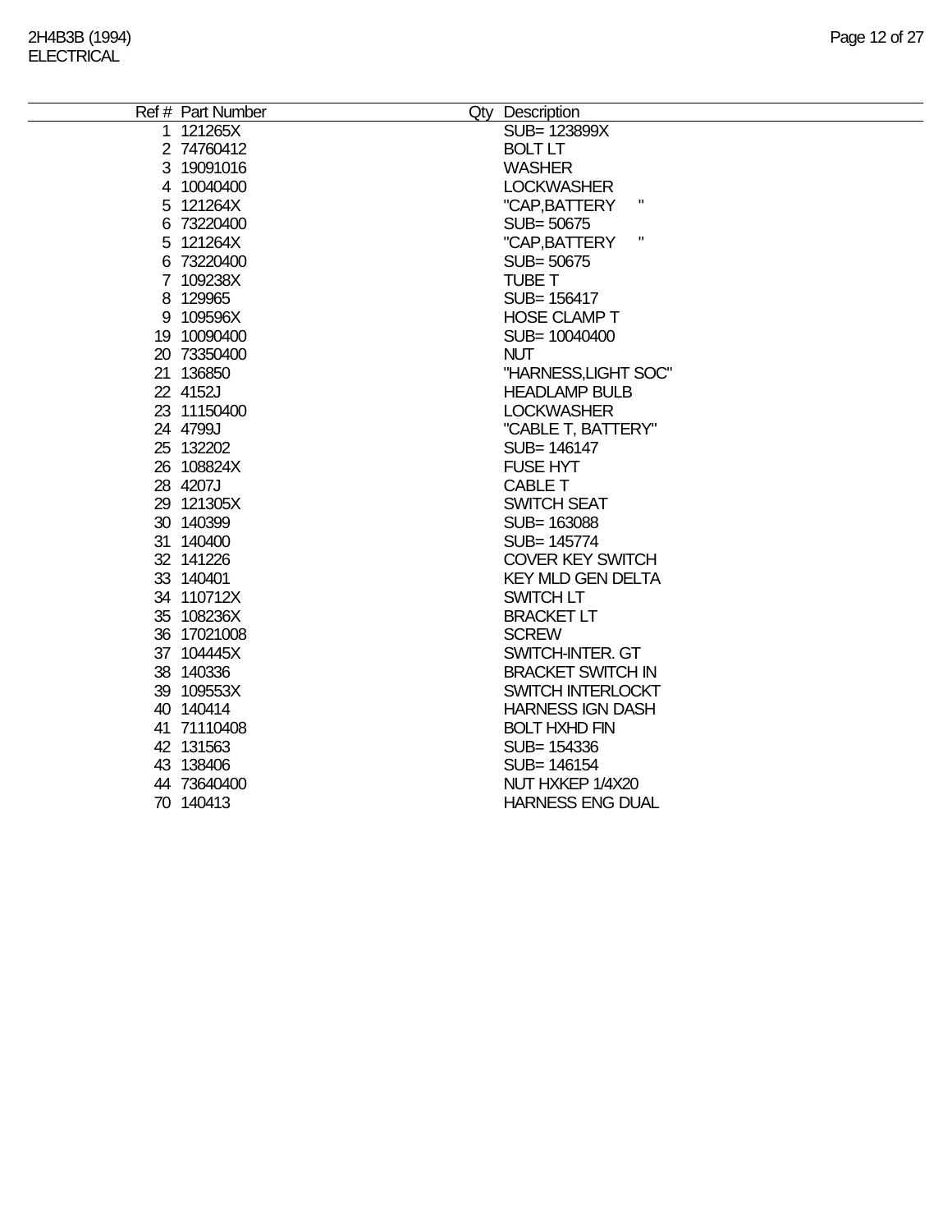| Ref # | Part Number | Qty | Description |
|---|---|---|---|
| 1 | 121265X | | SUB= 123899X |
| 2 | 74760412 | | BOLT LT |
| 3 | 19091016 | | WASHER |
| 4 | 10040400 | | LOCKWASHER |
| 5 | 121264X | | "CAP,BATTERY " |
| 6 | 73220400 | | SUB= 50675 |
| 5 | 121264X | | "CAP,BATTERY " |
| 6 | 73220400 | | SUB= 50675 |
| 7 | 109238X | | TUBE T |
| 8 | 129965 | | SUB= 156417 |
| 9 | 109596X | | HOSE CLAMP T |
| 19 | 10090400 | | SUB= 10040400 |
| 20 | 73350400 | | NUT |
| 21 | 136850 | | "HARNESS,LIGHT SOC" |
| 22 | 4152J | | HEADLAMP BULB |
| 23 | 11150400 | | LOCKWASHER |
| 24 | 4799J | | "CABLE T, BATTERY" |
| 25 | 132202 | | SUB= 146147 |
| 26 | 108824X | | FUSE HYT |
| 28 | 4207J | | CABLE T |
| 29 | 121305X | | SWITCH SEAT |
| 30 | 140399 | | SUB= 163088 |
| 31 | 140400 | | SUB= 145774 |
| 32 | 141226 | | COVER KEY SWITCH |
| 33 | 140401 | | KEY MLD GEN DELTA |
| 34 | 110712X | | SWITCH LT |
| 35 | 108236X | | BRACKET LT |
| 36 | 17021008 | | SCREW |
| 37 | 104445X | | SWITCH-INTER. GT |
| 38 | 140336 | | BRACKET SWITCH IN |
| 39 | 109553X | | SWITCH INTERLOCKT |
| 40 | 140414 | | HARNESS IGN DASH |
| 41 | 71110408 | | BOLT HXHD FIN |
| 42 | 131563 | | SUB= 154336 |
| 43 | 138406 | | SUB= 146154 |
| 44 | 73640400 | | NUT HXKEP 1/4X20 |
| 70 | 140413 | | HARNESS ENG DUAL |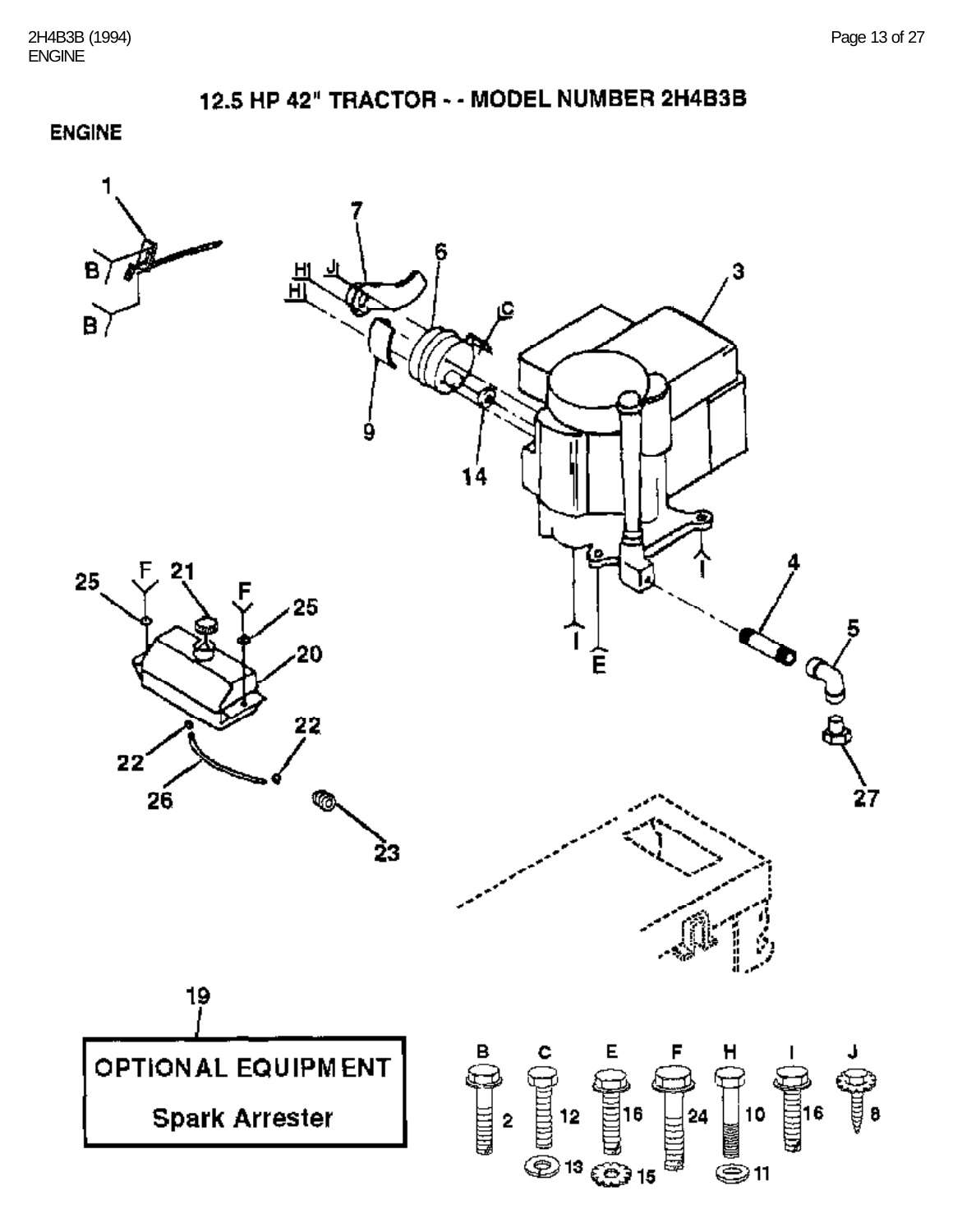# 12.5 HP 42" TRACTOR - - MODEL NUMBER 2H4B3B

## ENGINE

1
B
B
7
H
J
H
6
C
3
9
14
25
F
21
F
25
20
I
4
I
E
5
22
22
26
23
27

19

**OPTIONAL EQUIPMENT**

**Spark Arrester**

B 2
C 12 13
E 16 15
F 24
H 10 11
I 16
J 8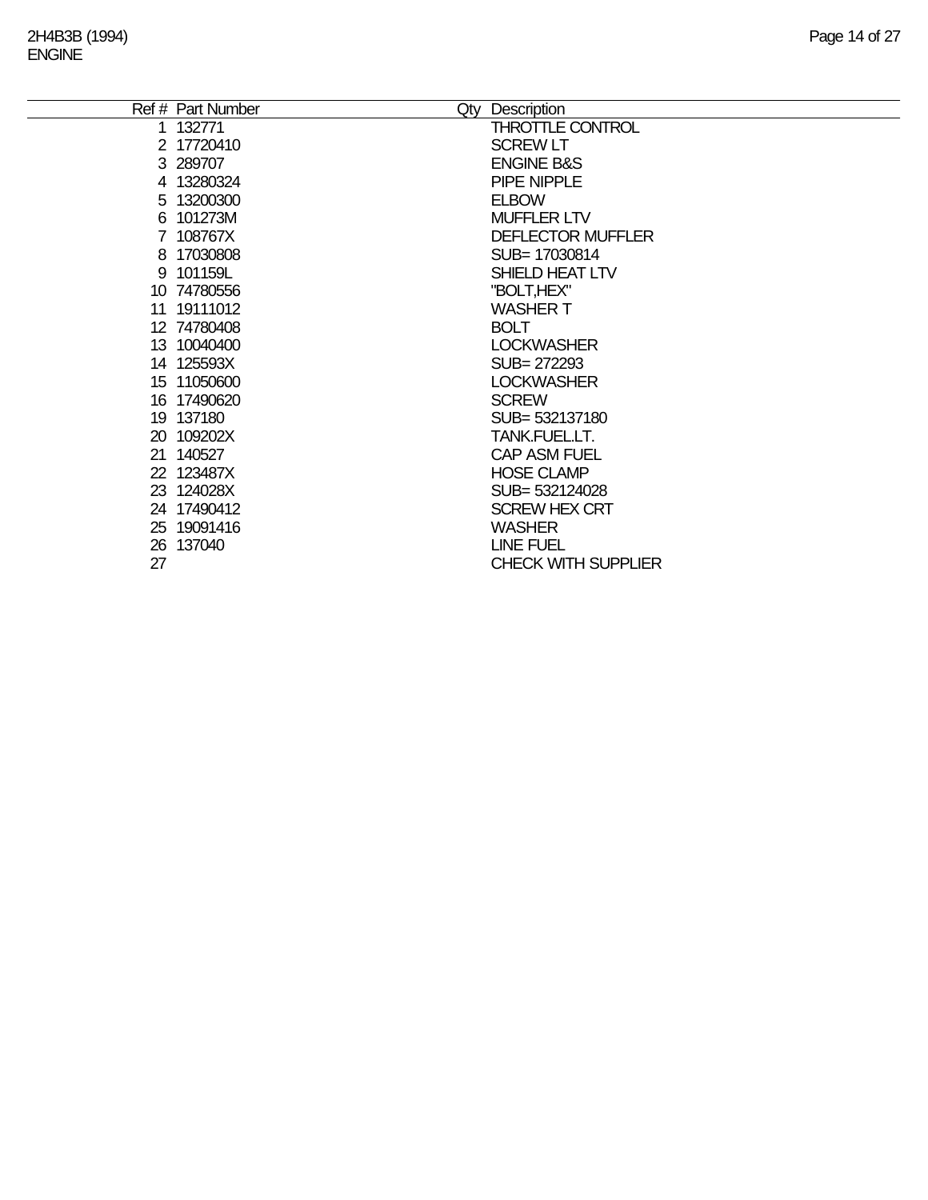| Ref # | Part Number | Qty | Description |
|---|---|---|---|
| 1 | 132771 | | THROTTLE CONTROL |
| 2 | 17720410 | | SCREW LT |
| 3 | 289707 | | ENGINE B&S |
| 4 | 13280324 | | PIPE NIPPLE |
| 5 | 13200300 | | ELBOW |
| 6 | 101273M | | MUFFLER LTV |
| 7 | 108767X | | DEFLECTOR MUFFLER |
| 8 | 17030808 | | SUB= 17030814 |
| 9 | 101159L | | SHIELD HEAT LTV |
| 10 | 74780556 | | "BOLT,HEX" |
| 11 | 19111012 | | WASHER T |
| 12 | 74780408 | | BOLT |
| 13 | 10040400 | | LOCKWASHER |
| 14 | 125593X | | SUB= 272293 |
| 15 | 11050600 | | LOCKWASHER |
| 16 | 17490620 | | SCREW |
| 19 | 137180 | | SUB= 532137180 |
| 20 | 109202X | | TANK.FUEL.LT. |
| 21 | 140527 | | CAP ASM FUEL |
| 22 | 123487X | | HOSE CLAMP |
| 23 | 124028X | | SUB= 532124028 |
| 24 | 17490412 | | SCREW HEX CRT |
| 25 | 19091416 | | WASHER |
| 26 | 137040 | | LINE FUEL |
| 27 | | | CHECK WITH SUPPLIER |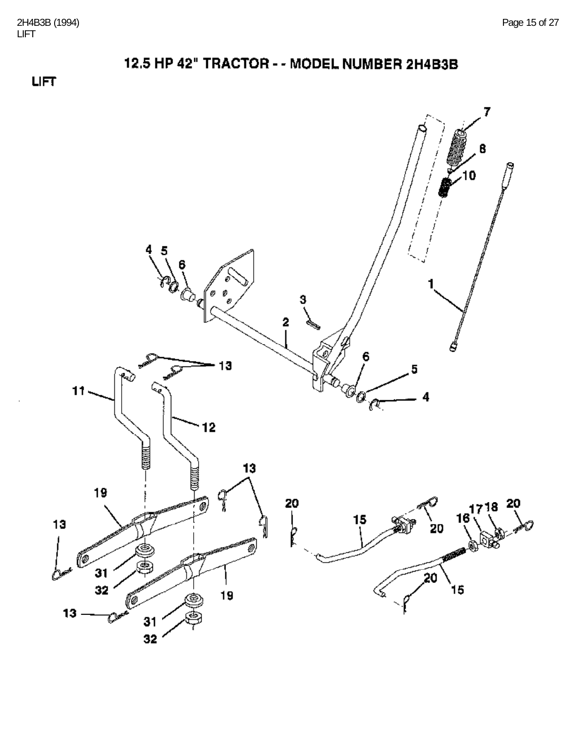# 12.5 HP 42" TRACTOR - - MODEL NUMBER 2H4B3B

## LIFT

7
8
10
4 5
6
1
3
2
6
5
4
13
11
12
13
19
13
20
15
20
17 18 20
16
31
32
19
20
15
13
31
32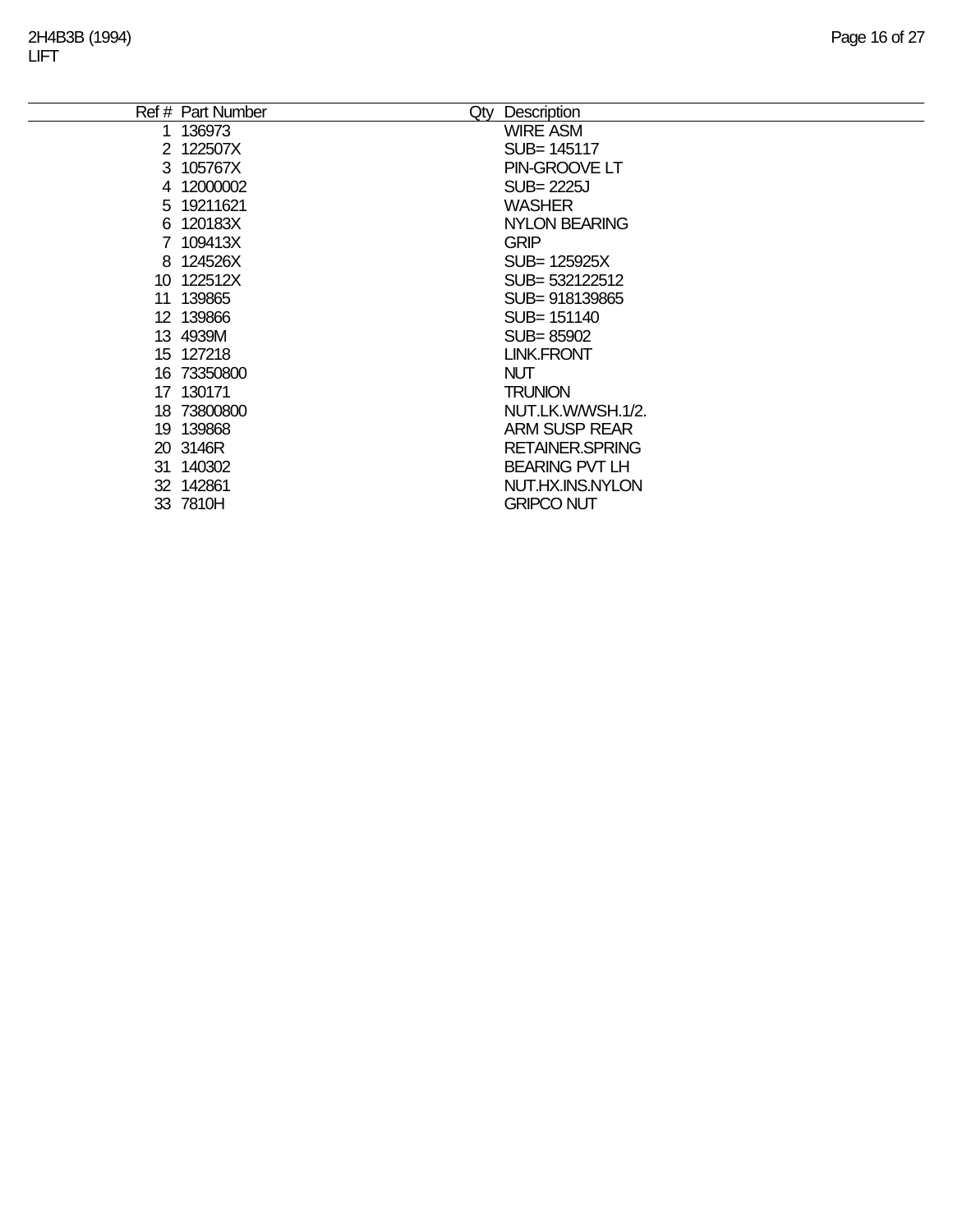| Ref # | Part Number | Qty | Description |
|---|---|---|---|
| 1 | 136973 | | WIRE ASM |
| 2 | 122507X | | SUB= 145117 |
| 3 | 105767X | | PIN-GROOVE LT |
| 4 | 12000002 | | SUB= 2225J |
| 5 | 19211621 | | WASHER |
| 6 | 120183X | | NYLON BEARING |
| 7 | 109413X | | GRIP |
| 8 | 124526X | | SUB= 125925X |
| 10 | 122512X | | SUB= 532122512 |
| 11 | 139865 | | SUB= 918139865 |
| 12 | 139866 | | SUB= 151140 |
| 13 | 4939M | | SUB= 85902 |
| 15 | 127218 | | LINK.FRONT |
| 16 | 73350800 | | NUT |
| 17 | 130171 | | TRUNION |
| 18 | 73800800 | | NUT.LK.W/WSH.1/2. |
| 19 | 139868 | | ARM SUSP REAR |
| 20 | 3146R | | RETAINER.SPRING |
| 31 | 140302 | | BEARING PVT LH |
| 32 | 142861 | | NUT.HX.INS.NYLON |
| 33 | 7810H | | GRIPCO NUT |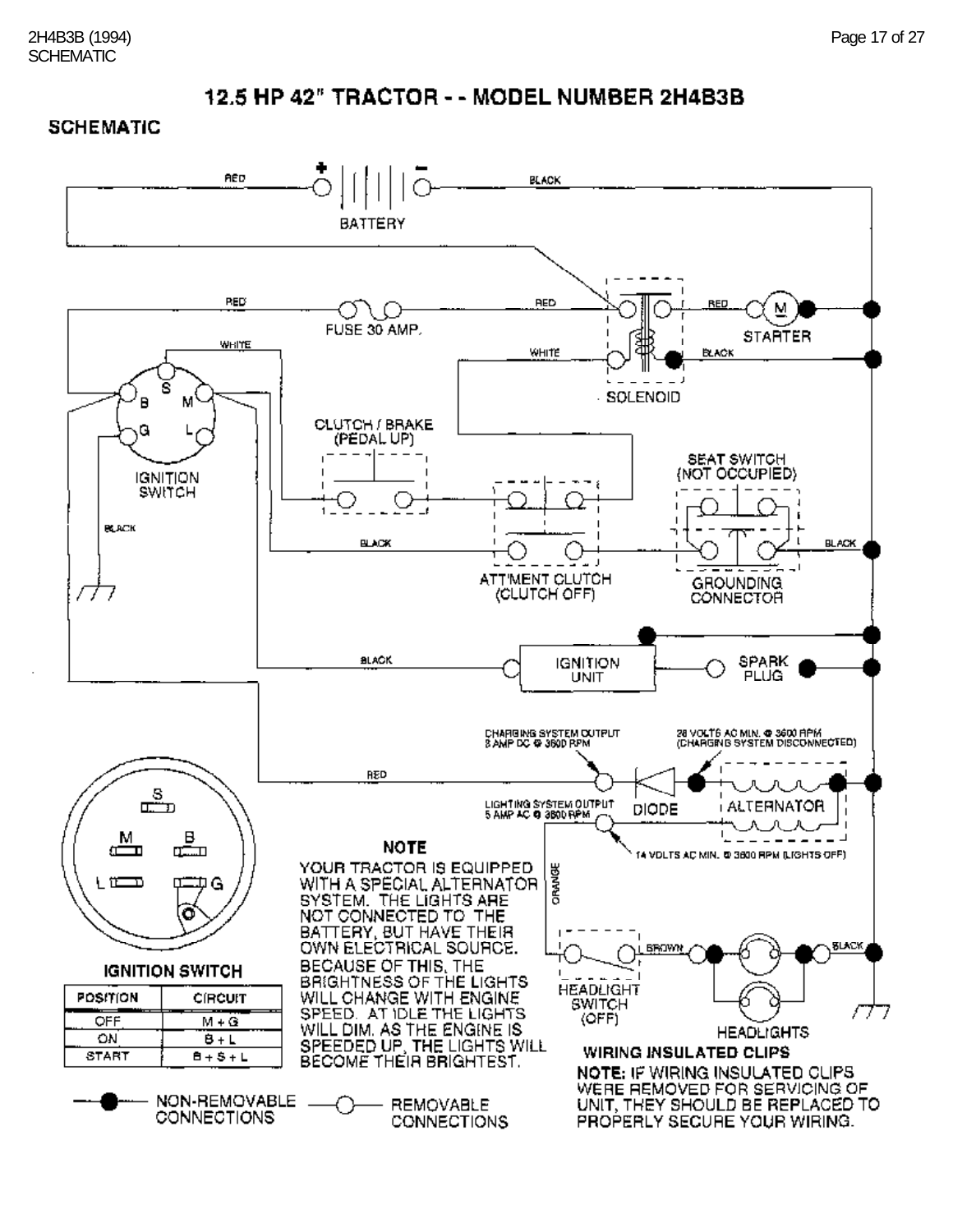# 12.5 HP 42" TRACTOR - - MODEL NUMBER 2H4B3B

## SCHEMATIC

RED
BATTERY
BLACK
RED
FUSE 30 AMP.
RED
RED
STARTER
WHITE
WHITE
BLACK
SOLENOID
IGNITION SWITCH
CLUTCH / BRAKE (PEDAL UP)
SEAT SWITCH (NOT OCCUPIED)
BLACK
BLACK
BLACK
ATT'MENT CLUTCH (CLUTCH OFF)
GROUNDING CONNECTOR
BLACK
IGNITION UNIT
SPARK PLUG
CHARGING SYSTEM OUTPUT 3 AMP DC @ 3600 RPM
28 VOLTS AC MIN. @ 3600 RPM (CHARGING SYSTEM DISCONNECTED)
RED
DIODE
ALTERNATOR
LIGHTING SYSTEM OUTPUT 5 AMP AC @ 3600 RPM
14 VOLTS AC MIN. @ 3600 RPM (LIGHTS OFF)
ORANGE
BROWN
BLACK
HEADLIGHT SWITCH (OFF)
HEADLIGHTS

### IGNITION SWITCH

| POSITION | CIRCUIT |
| --- | --- |
| OFF | M + G |
| ON | B + L |
| START | B + S + L |

### NOTE

YOUR TRACTOR IS EQUIPPED WITH A SPECIAL ALTERNATOR SYSTEM. THE LIGHTS ARE NOT CONNECTED TO THE BATTERY, BUT HAVE THEIR OWN ELECTRICAL SOURCE. BECAUSE OF THIS, THE BRIGHTNESS OF THE LIGHTS WILL CHANGE WITH ENGINE SPEED. AT IDLE THE LIGHTS WILL DIM. AS THE ENGINE IS SPEEDED UP, THE LIGHTS WILL BECOME THEIR BRIGHTEST.

### WIRING INSULATED CLIPS

**NOTE:** IF WIRING INSULATED CLIPS WERE REMOVED FOR SERVICING OF UNIT, THEY SHOULD BE REPLACED TO PROPERLY SECURE YOUR WIRING.

NON-REMOVABLE CONNECTIONS
REMOVABLE CONNECTIONS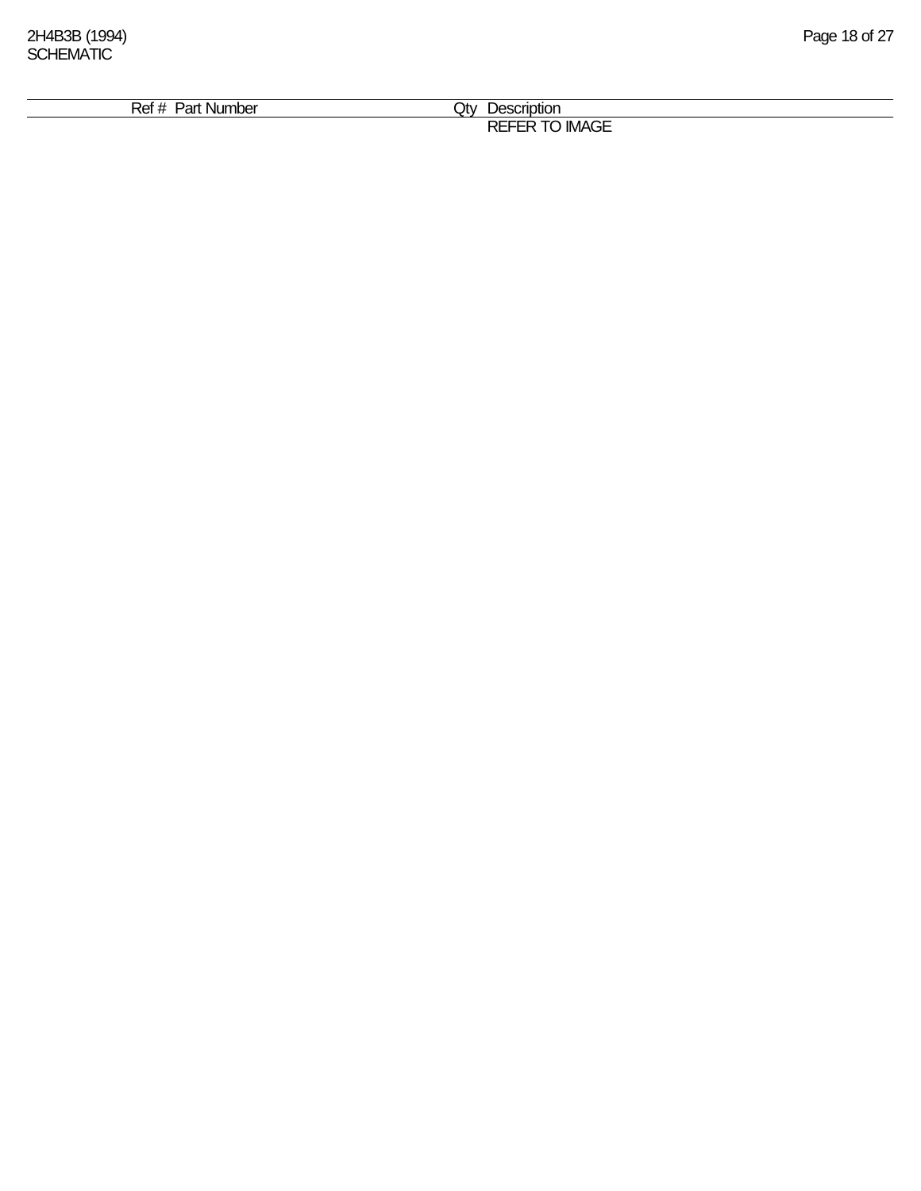SCHEMATIC

| Ref # | Part Number | Qty | Description |
|---|---|---|---|
| | | | REFER TO IMAGE |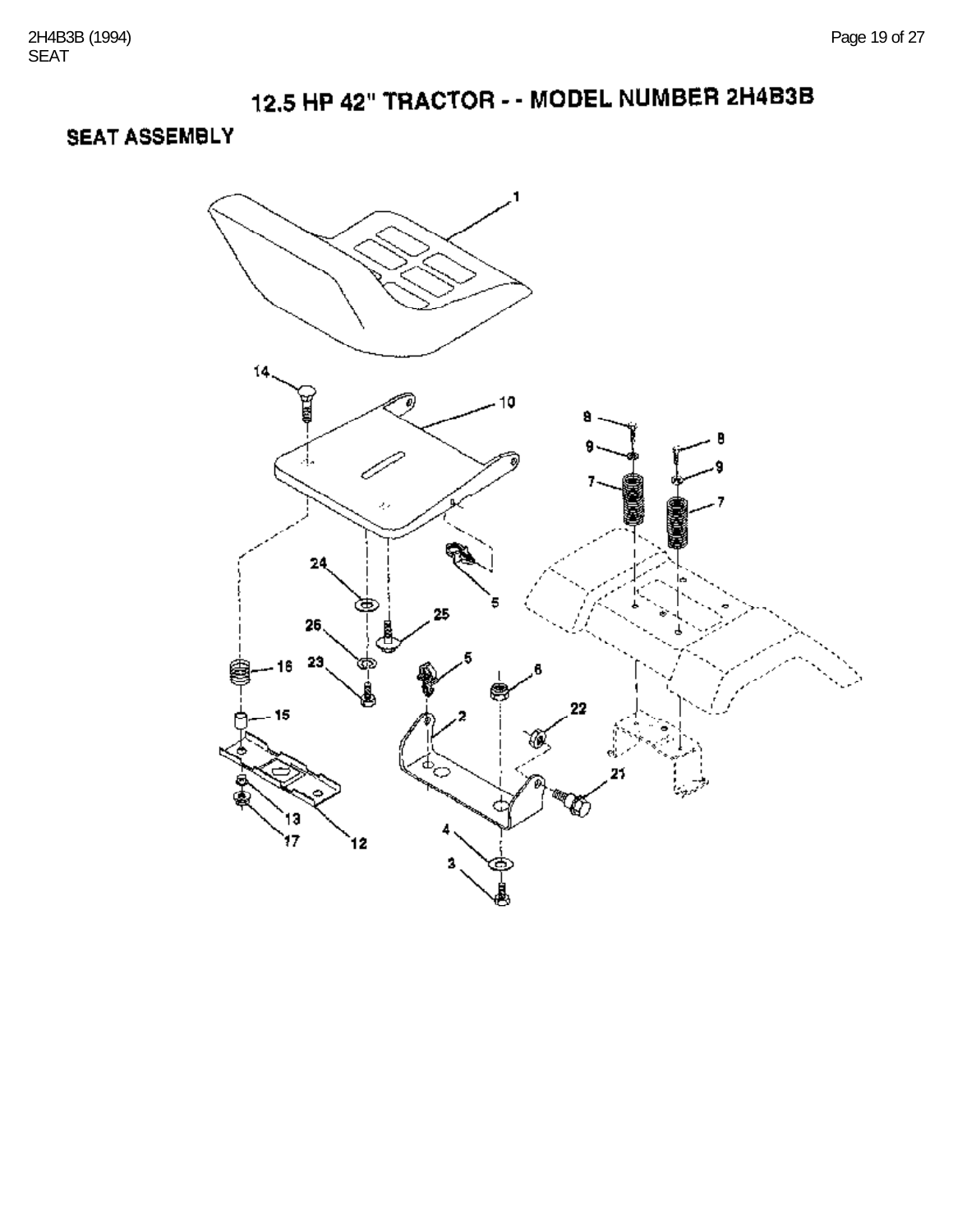# 12.5 HP 42" TRACTOR - - MODEL NUMBER 2H4B3B

## SEAT ASSEMBLY

1
14
10
8
8
9
9
7
7
24
5
25
26
23
5
6
16
15
2
22
21
12
13
17
4
3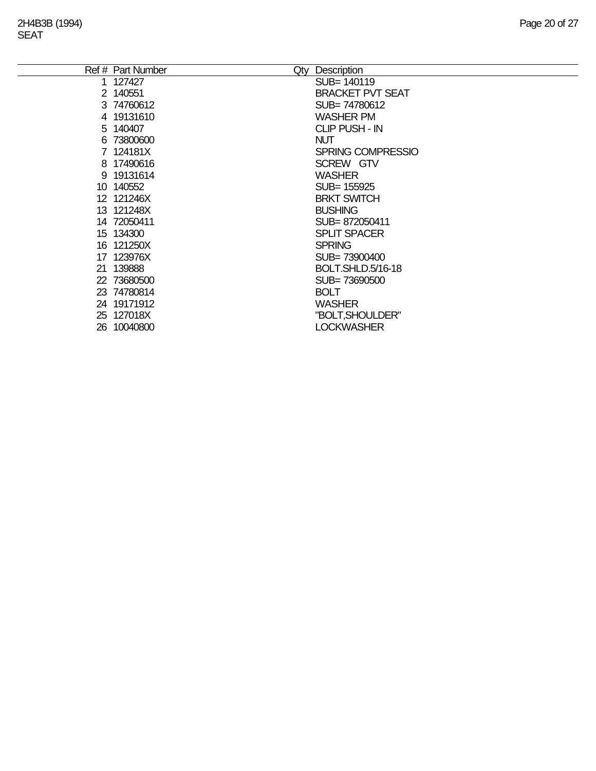| Ref # | Part Number | Qty | Description |
|---|---|---|---|
| 1 | 127427 | | SUB= 140119 |
| 2 | 140551 | | BRACKET PVT SEAT |
| 3 | 74760612 | | SUB= 74780612 |
| 4 | 19131610 | | WASHER PM |
| 5 | 140407 | | CLIP PUSH - IN |
| 6 | 73800600 | | NUT |
| 7 | 124181X | | SPRING COMPRESSIO |
| 8 | 17490616 | | SCREW GTV |
| 9 | 19131614 | | WASHER |
| 10 | 140552 | | SUB= 155925 |
| 12 | 121246X | | BRKT SWITCH |
| 13 | 121248X | | BUSHING |
| 14 | 72050411 | | SUB= 872050411 |
| 15 | 134300 | | SPLIT SPACER |
| 16 | 121250X | | SPRING |
| 17 | 123976X | | SUB= 73900400 |
| 21 | 139888 | | BOLT.SHLD.5/16-18 |
| 22 | 73680500 | | SUB= 73690500 |
| 23 | 74780814 | | BOLT |
| 24 | 19171912 | | WASHER |
| 25 | 127018X | | "BOLT,SHOULDER" |
| 26 | 10040800 | | LOCKWASHER |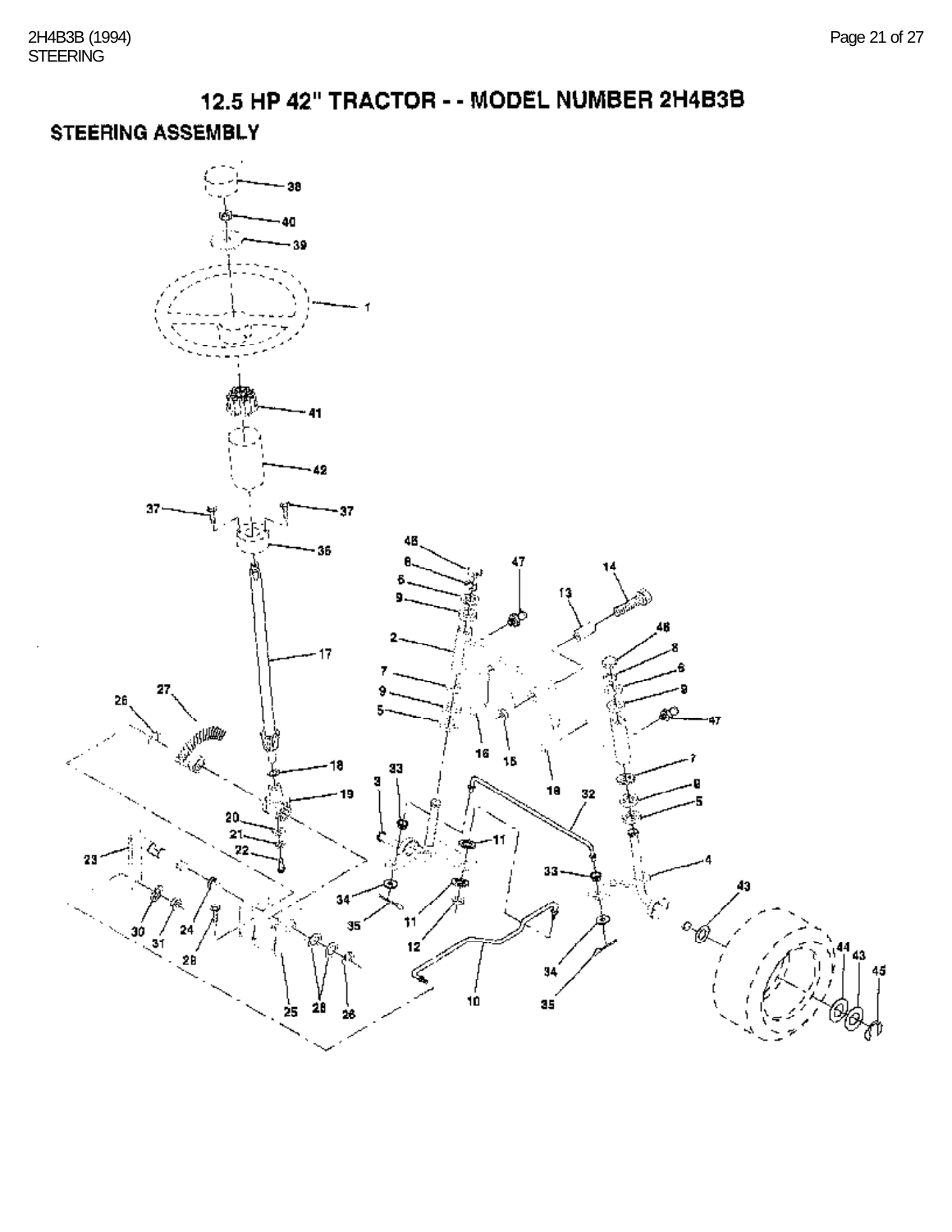# 12.5 HP 42" TRACTOR - - MODEL NUMBER 2H4B3B

## STEERING ASSEMBLY

38
40
39
1
41
42
37
37
36
17
27
26
18
19
20
21
22
23
30
31
24
29
25
28
26
48
8
6
9
47
14
13
48
8
6
9
47
2
7
9
5
16
15
16
3
33
32
11
7
8
5
4
33
34
35
11
12
10
34
35
43
44
43
45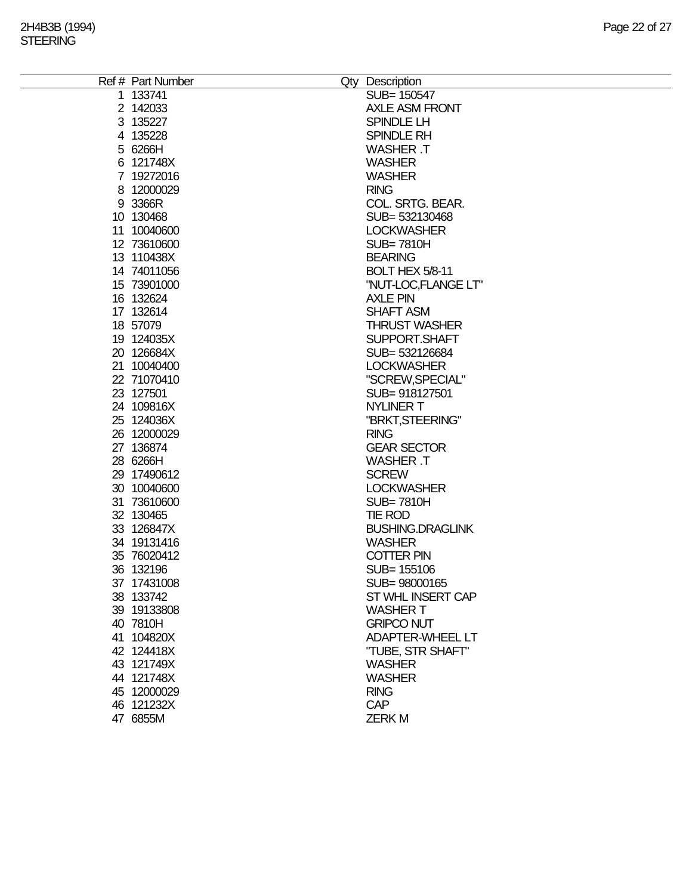| Ref # | Part Number | Qty | Description |
|---|---|---|---|
| 1 | 133741 | | SUB= 150547 |
| 2 | 142033 | | AXLE ASM FRONT |
| 3 | 135227 | | SPINDLE LH |
| 4 | 135228 | | SPINDLE RH |
| 5 | 6266H | | WASHER .T |
| 6 | 121748X | | WASHER |
| 7 | 19272016 | | WASHER |
| 8 | 12000029 | | RING |
| 9 | 3366R | | COL. SRTG. BEAR. |
| 10 | 130468 | | SUB= 532130468 |
| 11 | 10040600 | | LOCKWASHER |
| 12 | 73610600 | | SUB= 7810H |
| 13 | 110438X | | BEARING |
| 14 | 74011056 | | BOLT HEX 5/8-11 |
| 15 | 73901000 | | "NUT-LOC,FLANGE LT" |
| 16 | 132624 | | AXLE PIN |
| 17 | 132614 | | SHAFT ASM |
| 18 | 57079 | | THRUST WASHER |
| 19 | 124035X | | SUPPORT.SHAFT |
| 20 | 126684X | | SUB= 532126684 |
| 21 | 10040400 | | LOCKWASHER |
| 22 | 71070410 | | "SCREW,SPECIAL" |
| 23 | 127501 | | SUB= 918127501 |
| 24 | 109816X | | NYLINER T |
| 25 | 124036X | | "BRKT,STEERING" |
| 26 | 12000029 | | RING |
| 27 | 136874 | | GEAR SECTOR |
| 28 | 6266H | | WASHER .T |
| 29 | 17490612 | | SCREW |
| 30 | 10040600 | | LOCKWASHER |
| 31 | 73610600 | | SUB= 7810H |
| 32 | 130465 | | TIE ROD |
| 33 | 126847X | | BUSHING.DRAGLINK |
| 34 | 19131416 | | WASHER |
| 35 | 76020412 | | COTTER PIN |
| 36 | 132196 | | SUB= 155106 |
| 37 | 17431008 | | SUB= 98000165 |
| 38 | 133742 | | ST WHL INSERT CAP |
| 39 | 19133808 | | WASHER T |
| 40 | 7810H | | GRIPCO NUT |
| 41 | 104820X | | ADAPTER-WHEEL LT |
| 42 | 124418X | | "TUBE, STR SHAFT" |
| 43 | 121749X | | WASHER |
| 44 | 121748X | | WASHER |
| 45 | 12000029 | | RING |
| 46 | 121232X | | CAP |
| 47 | 6855M | | ZERK M |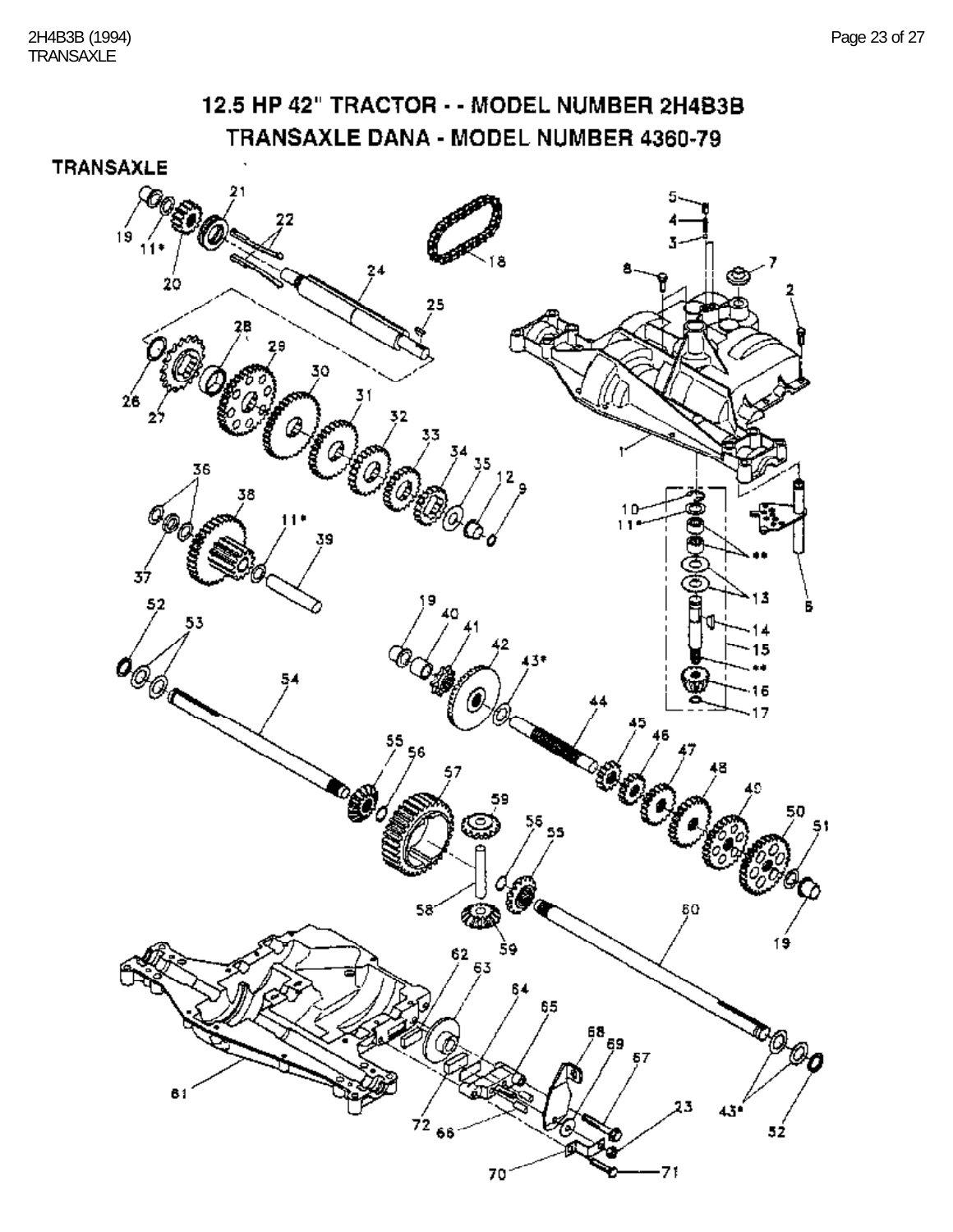# 12.5 HP 42" TRACTOR - - MODEL NUMBER 2H4B3B

# TRANSAXLE DANA - MODEL NUMBER 4360-79

## TRANSAXLE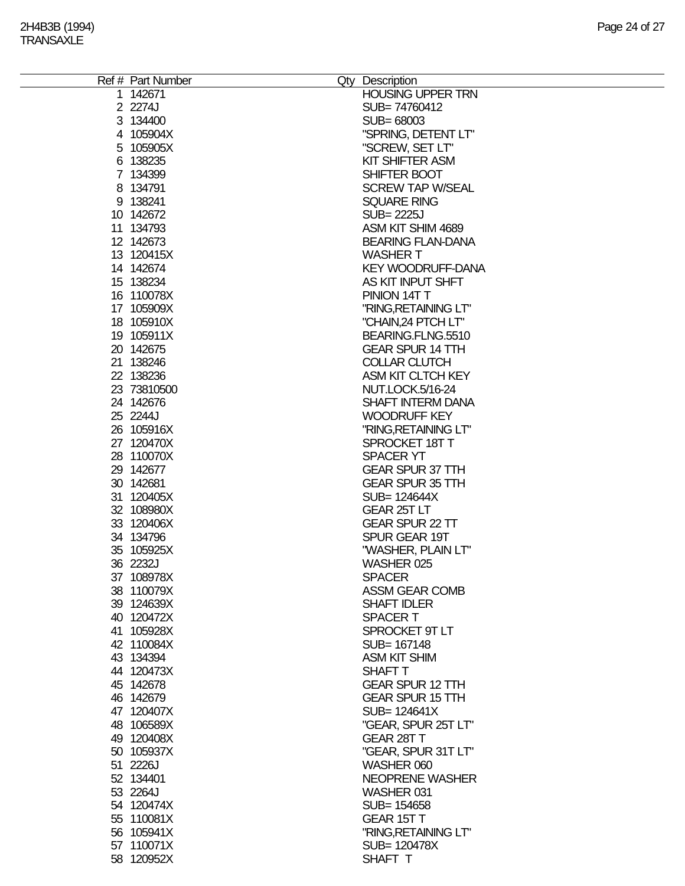| Ref # | Part Number | Qty | Description |
|---|---|---|---|
| 1 | 142671 | | HOUSING UPPER TRN |
| 2 | 2274J | | SUB= 74760412 |
| 3 | 134400 | | SUB= 68003 |
| 4 | 105904X | | "SPRING, DETENT LT" |
| 5 | 105905X | | "SCREW, SET LT" |
| 6 | 138235 | | KIT SHIFTER ASM |
| 7 | 134399 | | SHIFTER BOOT |
| 8 | 134791 | | SCREW TAP W/SEAL |
| 9 | 138241 | | SQUARE RING |
| 10 | 142672 | | SUB= 2225J |
| 11 | 134793 | | ASM KIT SHIM 4689 |
| 12 | 142673 | | BEARING FLAN-DANA |
| 13 | 120415X | | WASHER T |
| 14 | 142674 | | KEY WOODRUFF-DANA |
| 15 | 138234 | | AS KIT INPUT SHFT |
| 16 | 110078X | | PINION 14T T |
| 17 | 105909X | | "RING,RETAINING LT" |
| 18 | 105910X | | "CHAIN,24 PTCH LT" |
| 19 | 105911X | | BEARING.FLNG.5510 |
| 20 | 142675 | | GEAR SPUR 14 TTH |
| 21 | 138246 | | COLLAR CLUTCH |
| 22 | 138236 | | ASM KIT CLTCH KEY |
| 23 | 73810500 | | NUT.LOCK.5/16-24 |
| 24 | 142676 | | SHAFT INTERM DANA |
| 25 | 2244J | | WOODRUFF KEY |
| 26 | 105916X | | "RING,RETAINING LT" |
| 27 | 120470X | | SPROCKET 18T T |
| 28 | 110070X | | SPACER YT |
| 29 | 142677 | | GEAR SPUR 37 TTH |
| 30 | 142681 | | GEAR SPUR 35 TTH |
| 31 | 120405X | | SUB= 124644X |
| 32 | 108980X | | GEAR 25T LT |
| 33 | 120406X | | GEAR SPUR 22 TT |
| 34 | 134796 | | SPUR GEAR 19T |
| 35 | 105925X | | "WASHER, PLAIN LT" |
| 36 | 2232J | | WASHER 025 |
| 37 | 108978X | | SPACER |
| 38 | 110079X | | ASSM GEAR COMB |
| 39 | 124639X | | SHAFT IDLER |
| 40 | 120472X | | SPACER T |
| 41 | 105928X | | SPROCKET 9T LT |
| 42 | 110084X | | SUB= 167148 |
| 43 | 134394 | | ASM KIT SHIM |
| 44 | 120473X | | SHAFT T |
| 45 | 142678 | | GEAR SPUR 12 TTH |
| 46 | 142679 | | GEAR SPUR 15 TTH |
| 47 | 120407X | | SUB= 124641X |
| 48 | 106589X | | "GEAR, SPUR 25T LT" |
| 49 | 120408X | | GEAR 28T T |
| 50 | 105937X | | "GEAR, SPUR 31T LT" |
| 51 | 2226J | | WASHER 060 |
| 52 | 134401 | | NEOPRENE WASHER |
| 53 | 2264J | | WASHER 031 |
| 54 | 120474X | | SUB= 154658 |
| 55 | 110081X | | GEAR 15T T |
| 56 | 105941X | | "RING,RETAINING LT" |
| 57 | 110071X | | SUB= 120478X |
| 58 | 120952X | | SHAFT T |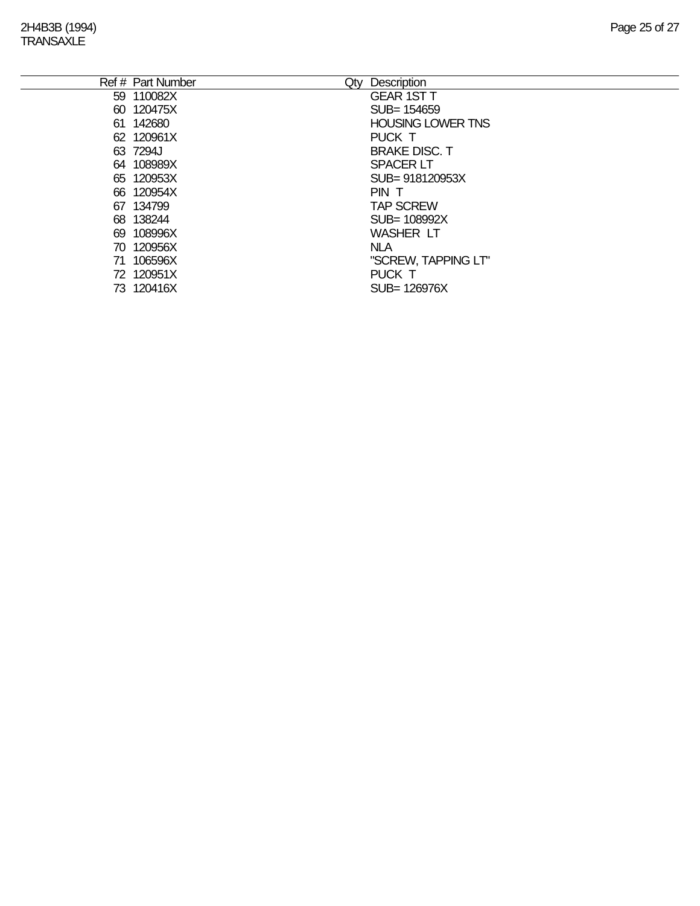| Ref # | Part Number | Qty | Description |
|---|---|---|---|
| 59 | 110082X | | GEAR 1ST T |
| 60 | 120475X | | SUB= 154659 |
| 61 | 142680 | | HOUSING LOWER TNS |
| 62 | 120961X | | PUCK T |
| 63 | 7294J | | BRAKE DISC. T |
| 64 | 108989X | | SPACER LT |
| 65 | 120953X | | SUB= 918120953X |
| 66 | 120954X | | PIN T |
| 67 | 134799 | | TAP SCREW |
| 68 | 138244 | | SUB= 108992X |
| 69 | 108996X | | WASHER LT |
| 70 | 120956X | | NLA |
| 71 | 106596X | | "SCREW, TAPPING LT" |
| 72 | 120951X | | PUCK T |
| 73 | 120416X | | SUB= 126976X |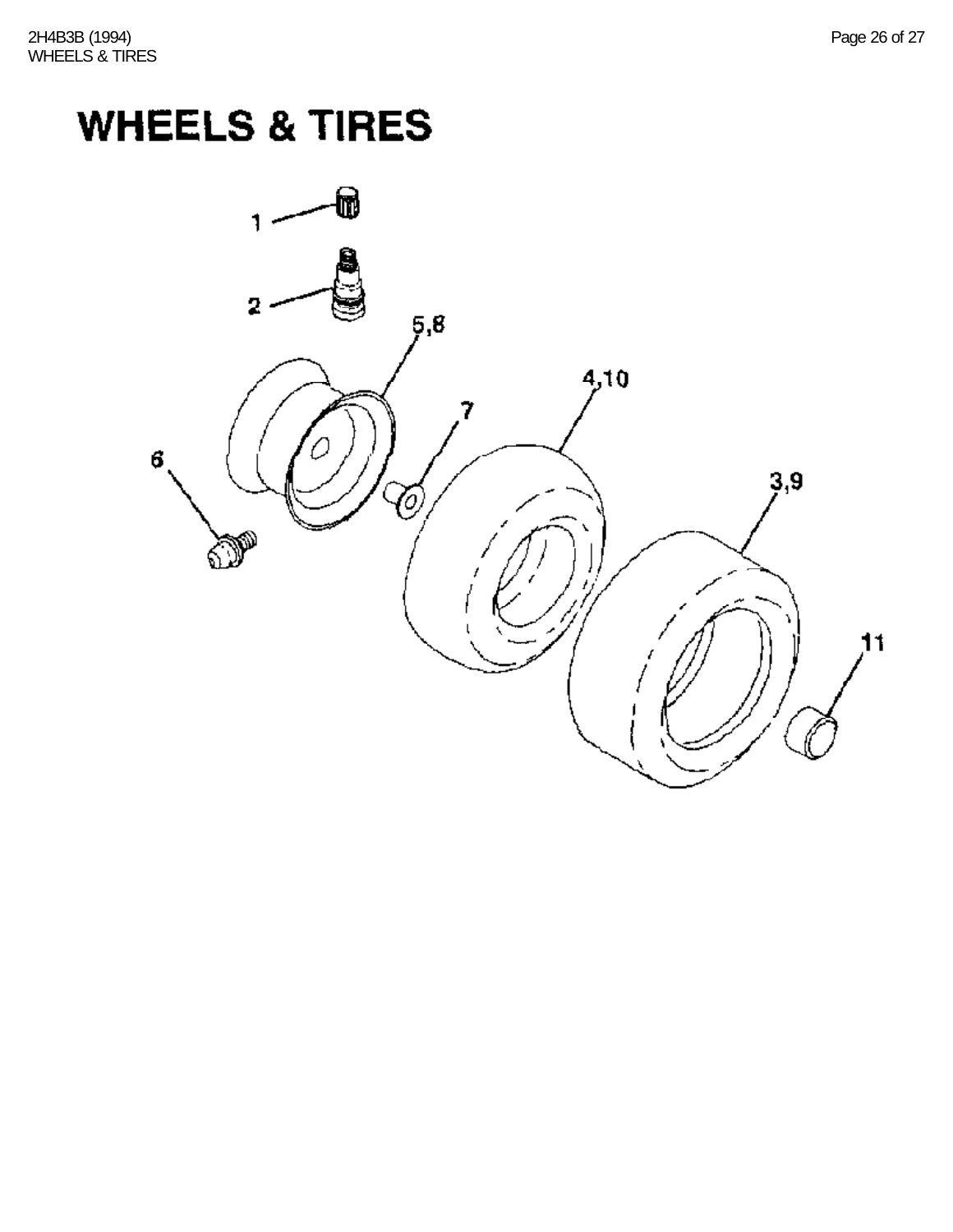# WHEELS & TIRES

1

2

5,8

4,10

7

6

3,9

11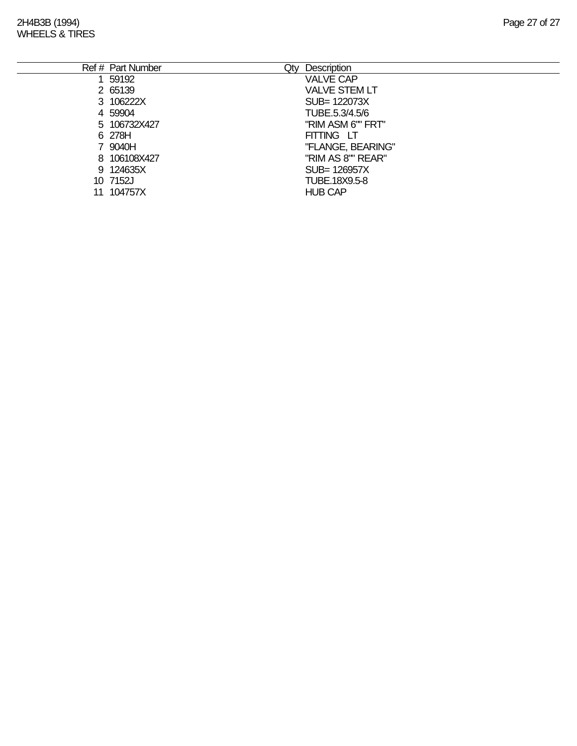2H4B3B (1994)
WHEELS & TIRES

| Ref # | Part Number | Qty | Description |
|---|---|---|---|
| 1 | 59192 | | VALVE CAP |
| 2 | 65139 | | VALVE STEM LT |
| 3 | 106222X | | SUB= 122073X |
| 4 | 59904 | | TUBE.5.3/4.5/6 |
| 5 | 106732X427 | | "RIM ASM 6"" FRT" |
| 6 | 278H | | FITTING LT |
| 7 | 9040H | | "FLANGE, BEARING" |
| 8 | 106108X427 | | "RIM AS 8"" REAR" |
| 9 | 124635X | | SUB= 126957X |
| 10 | 7152J | | TUBE.18X9.5-8 |
| 11 | 104757X | | HUB CAP |